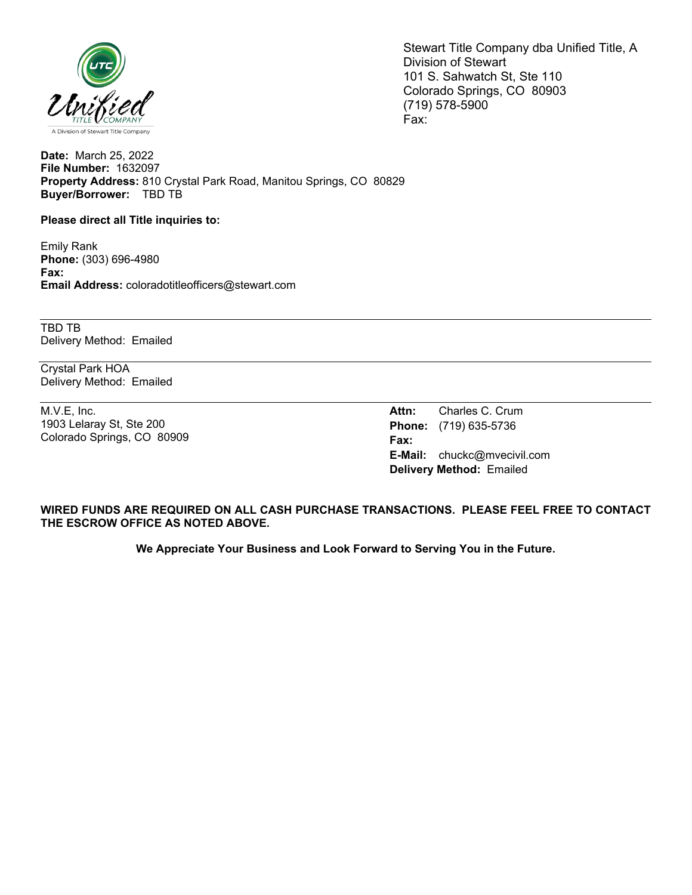Stewart Title Company dba Unified Title, A Division of Stewart
101 S. Sahwatch St, Ste 110
Colorado Springs, CO 80903
(719) 578-5900
Fax:

**Date:** March 25, 2022
**File Number:** 1632097
**Property Address:** 810 Crystal Park Road, Manitou Springs, CO 80829
**Buyer/Borrower:** TBD TB

**Please direct all Title inquiries to:**

Emily Rank
**Phone:** (303) 696-4980
**Fax:**
**Email Address:** coloradotitleofficers@stewart.com

---

TBD TB
Delivery Method: Emailed

---

Crystal Park HOA
Delivery Method: Emailed

---

M.V.E, Inc.
1903 Lelaray St, Ste 200
Colorado Springs, CO 80909

**Attn:** Charles C. Crum
**Phone:** (719) 635-5736
**Fax:**
**E-Mail:** chuckc@mvecivil.com
**Delivery Method:** Emailed

**WIRED FUNDS ARE REQUIRED ON ALL CASH PURCHASE TRANSACTIONS. PLEASE FEEL FREE TO CONTACT THE ESCROW OFFICE AS NOTED ABOVE.**

**We Appreciate Your Business and Look Forward to Serving You in the Future.**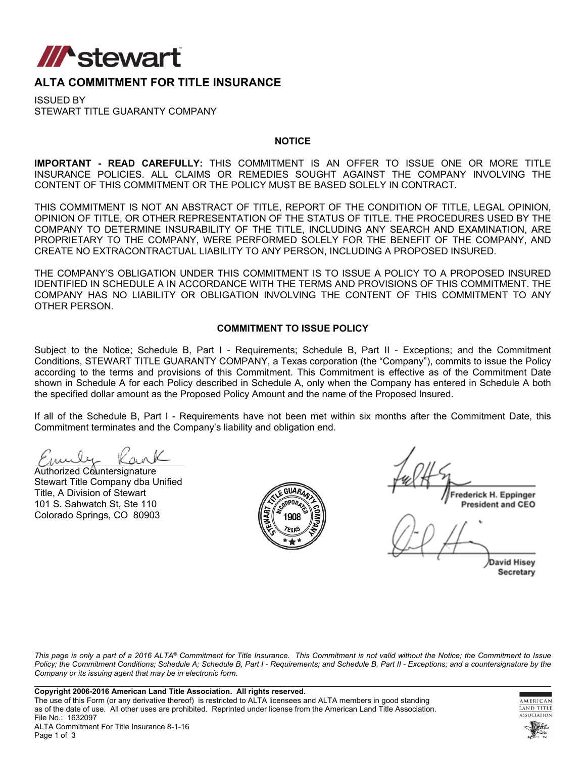# ALTA COMMITMENT FOR TITLE INSURANCE

ISSUED BY
STEWART TITLE GUARANTY COMPANY

**NOTICE**

**IMPORTANT - READ CAREFULLY:** THIS COMMITMENT IS AN OFFER TO ISSUE ONE OR MORE TITLE INSURANCE POLICIES. ALL CLAIMS OR REMEDIES SOUGHT AGAINST THE COMPANY INVOLVING THE CONTENT OF THIS COMMITMENT OR THE POLICY MUST BE BASED SOLELY IN CONTRACT.

THIS COMMITMENT IS NOT AN ABSTRACT OF TITLE, REPORT OF THE CONDITION OF TITLE, LEGAL OPINION, OPINION OF TITLE, OR OTHER REPRESENTATION OF THE STATUS OF TITLE. THE PROCEDURES USED BY THE COMPANY TO DETERMINE INSURABILITY OF THE TITLE, INCLUDING ANY SEARCH AND EXAMINATION, ARE PROPRIETARY TO THE COMPANY, WERE PERFORMED SOLELY FOR THE BENEFIT OF THE COMPANY, AND CREATE NO EXTRACONTRACTUAL LIABILITY TO ANY PERSON, INCLUDING A PROPOSED INSURED.

THE COMPANY'S OBLIGATION UNDER THIS COMMITMENT IS TO ISSUE A POLICY TO A PROPOSED INSURED IDENTIFIED IN SCHEDULE A IN ACCORDANCE WITH THE TERMS AND PROVISIONS OF THIS COMMITMENT. THE COMPANY HAS NO LIABILITY OR OBLIGATION INVOLVING THE CONTENT OF THIS COMMITMENT TO ANY OTHER PERSON.

**COMMITMENT TO ISSUE POLICY**

Subject to the Notice; Schedule B, Part I - Requirements; Schedule B, Part II - Exceptions; and the Commitment Conditions, STEWART TITLE GUARANTY COMPANY, a Texas corporation (the "Company"), commits to issue the Policy according to the terms and provisions of this Commitment. This Commitment is effective as of the Commitment Date shown in Schedule A for each Policy described in Schedule A, only when the Company has entered in Schedule A both the specified dollar amount as the Proposed Policy Amount and the name of the Proposed Insured.

If all of the Schedule B, Part I - Requirements have not been met within six months after the Commitment Date, this Commitment terminates and the Company's liability and obligation end.

Authorized Countersignature
Stewart Title Company dba Unified Title, A Division of Stewart
101 S. Sahwatch St, Ste 110
Colorado Springs, CO 80903

Frederick H. Eppinger
President and CEO

David Hisey
Secretary

*This page is only a part of a 2016 ALTA® Commitment for Title Insurance. This Commitment is not valid without the Notice; the Commitment to Issue Policy; the Commitment Conditions; Schedule A; Schedule B, Part I - Requirements; and Schedule B, Part II - Exceptions; and a countersignature by the Company or its issuing agent that may be in electronic form.*

**Copyright 2006-2016 American Land Title Association. All rights reserved.**
The use of this Form (or any derivative thereof) is restricted to ALTA licensees and ALTA members in good standing as of the date of use. All other uses are prohibited. Reprinted under license from the American Land Title Association.
File No.: 1632097
ALTA Commitment For Title Insurance 8-1-16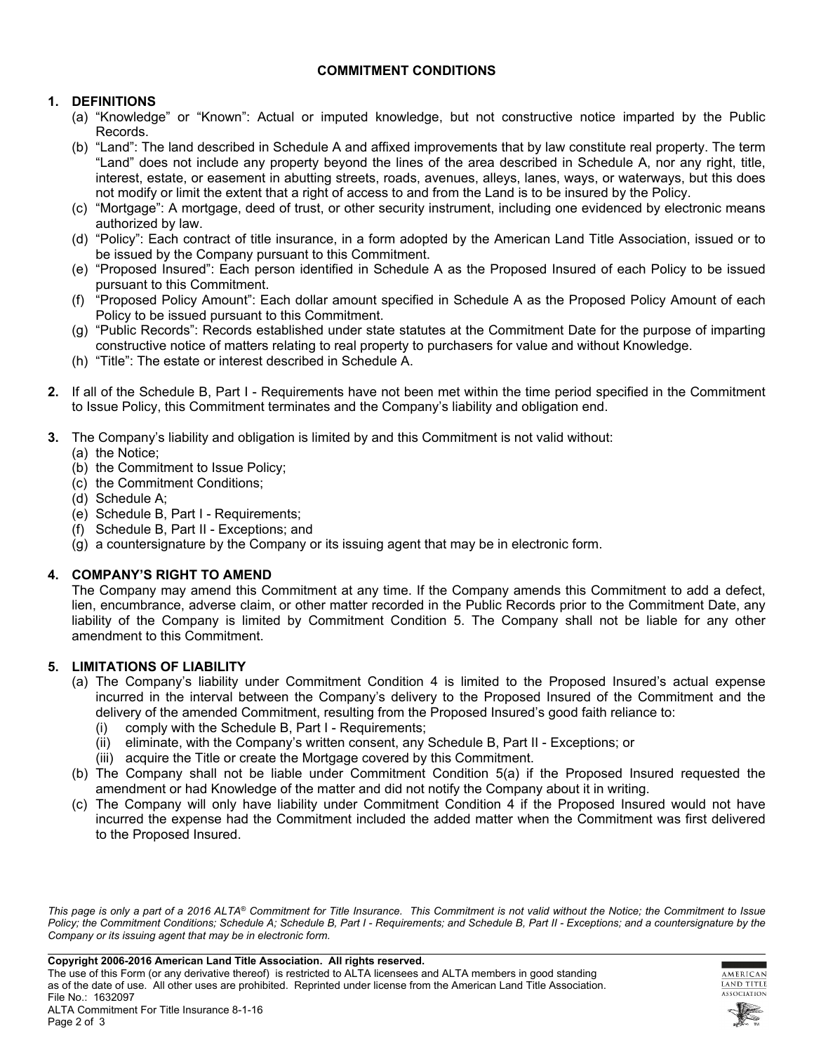## COMMITMENT CONDITIONS

**1. DEFINITIONS**

(a) "Knowledge" or "Known": Actual or imputed knowledge, but not constructive notice imparted by the Public Records.

(b) "Land": The land described in Schedule A and affixed improvements that by law constitute real property. The term "Land" does not include any property beyond the lines of the area described in Schedule A, nor any right, title, interest, estate, or easement in abutting streets, roads, avenues, alleys, lanes, ways, or waterways, but this does not modify or limit the extent that a right of access to and from the Land is to be insured by the Policy.

(c) "Mortgage": A mortgage, deed of trust, or other security instrument, including one evidenced by electronic means authorized by law.

(d) "Policy": Each contract of title insurance, in a form adopted by the American Land Title Association, issued or to be issued by the Company pursuant to this Commitment.

(e) "Proposed Insured": Each person identified in Schedule A as the Proposed Insured of each Policy to be issued pursuant to this Commitment.

(f) "Proposed Policy Amount": Each dollar amount specified in Schedule A as the Proposed Policy Amount of each Policy to be issued pursuant to this Commitment.

(g) "Public Records": Records established under state statutes at the Commitment Date for the purpose of imparting constructive notice of matters relating to real property to purchasers for value and without Knowledge.

(h) "Title": The estate or interest described in Schedule A.

**2.** If all of the Schedule B, Part I - Requirements have not been met within the time period specified in the Commitment to Issue Policy, this Commitment terminates and the Company's liability and obligation end.

**3.** The Company's liability and obligation is limited by and this Commitment is not valid without:

(a) the Notice;
(b) the Commitment to Issue Policy;
(c) the Commitment Conditions;
(d) Schedule A;
(e) Schedule B, Part I - Requirements;
(f) Schedule B, Part II - Exceptions; and
(g) a countersignature by the Company or its issuing agent that may be in electronic form.

**4. COMPANY'S RIGHT TO AMEND**

The Company may amend this Commitment at any time. If the Company amends this Commitment to add a defect, lien, encumbrance, adverse claim, or other matter recorded in the Public Records prior to the Commitment Date, any liability of the Company is limited by Commitment Condition 5. The Company shall not be liable for any other amendment to this Commitment.

**5. LIMITATIONS OF LIABILITY**

(a) The Company's liability under Commitment Condition 4 is limited to the Proposed Insured's actual expense incurred in the interval between the Company's delivery to the Proposed Insured of the Commitment and the delivery of the amended Commitment, resulting from the Proposed Insured's good faith reliance to:

(i) comply with the Schedule B, Part I - Requirements;
(ii) eliminate, with the Company's written consent, any Schedule B, Part II - Exceptions; or
(iii) acquire the Title or create the Mortgage covered by this Commitment.

(b) The Company shall not be liable under Commitment Condition 5(a) if the Proposed Insured requested the amendment or had Knowledge of the matter and did not notify the Company about it in writing.

(c) The Company will only have liability under Commitment Condition 4 if the Proposed Insured would not have incurred the expense had the Commitment included the added matter when the Commitment was first delivered to the Proposed Insured.

*This page is only a part of a 2016 ALTA® Commitment for Title Insurance. This Commitment is not valid without the Notice; the Commitment to Issue Policy; the Commitment Conditions; Schedule A; Schedule B, Part I - Requirements; and Schedule B, Part II - Exceptions; and a countersignature by the Company or its issuing agent that may be in electronic form.*

**Copyright 2006-2016 American Land Title Association. All rights reserved.**
The use of this Form (or any derivative thereof) is restricted to ALTA licensees and ALTA members in good standing as of the date of use. All other uses are prohibited. Reprinted under license from the American Land Title Association.
File No.: 1632097
ALTA Commitment For Title Insurance 8-1-16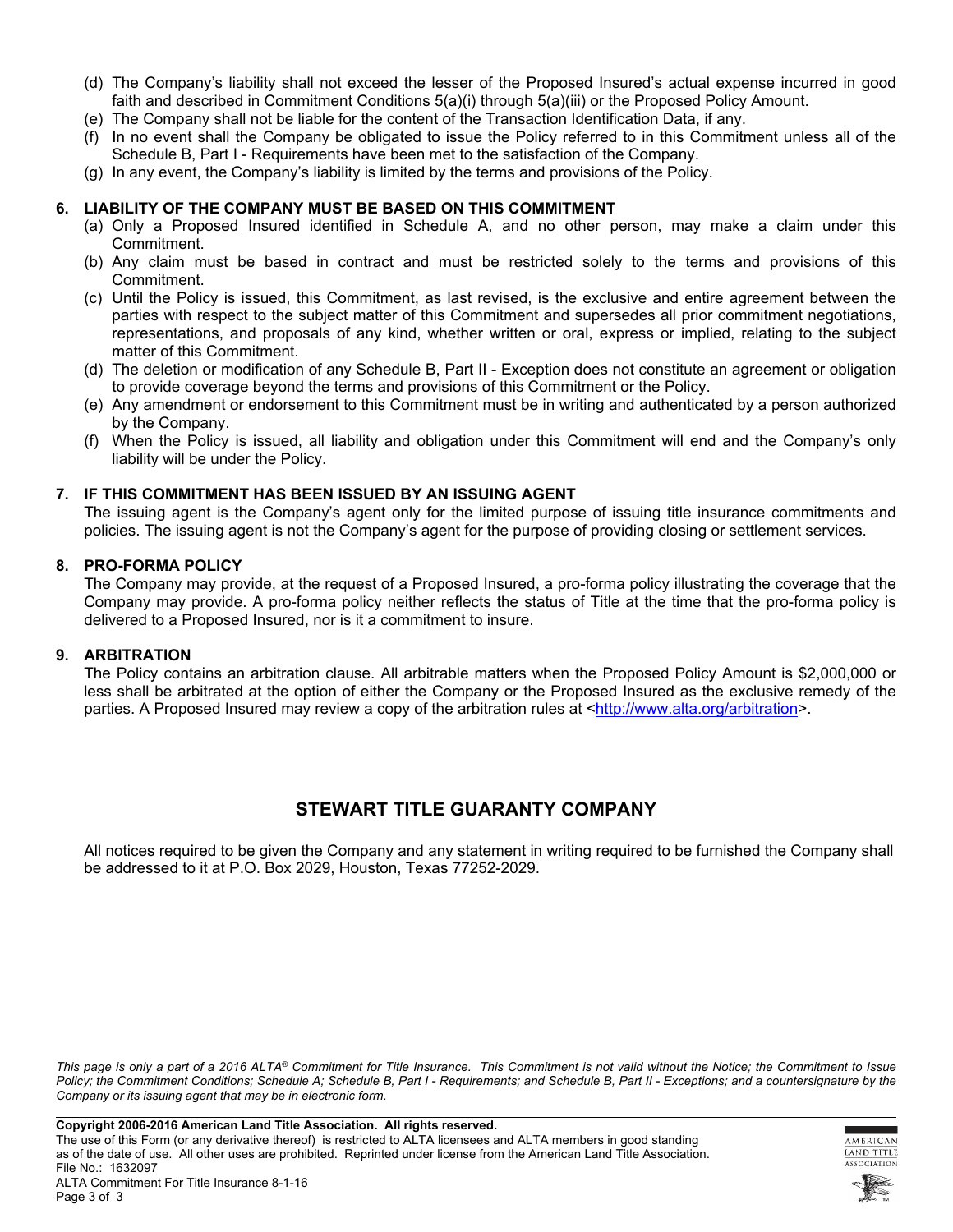(d) The Company's liability shall not exceed the lesser of the Proposed Insured's actual expense incurred in good faith and described in Commitment Conditions 5(a)(i) through 5(a)(iii) or the Proposed Policy Amount.

(e) The Company shall not be liable for the content of the Transaction Identification Data, if any.

(f) In no event shall the Company be obligated to issue the Policy referred to in this Commitment unless all of the Schedule B, Part I - Requirements have been met to the satisfaction of the Company.

(g) In any event, the Company's liability is limited by the terms and provisions of the Policy.

### 6. LIABILITY OF THE COMPANY MUST BE BASED ON THIS COMMITMENT

(a) Only a Proposed Insured identified in Schedule A, and no other person, may make a claim under this Commitment.

(b) Any claim must be based in contract and must be restricted solely to the terms and provisions of this Commitment.

(c) Until the Policy is issued, this Commitment, as last revised, is the exclusive and entire agreement between the parties with respect to the subject matter of this Commitment and supersedes all prior commitment negotiations, representations, and proposals of any kind, whether written or oral, express or implied, relating to the subject matter of this Commitment.

(d) The deletion or modification of any Schedule B, Part II - Exception does not constitute an agreement or obligation to provide coverage beyond the terms and provisions of this Commitment or the Policy.

(e) Any amendment or endorsement to this Commitment must be in writing and authenticated by a person authorized by the Company.

(f) When the Policy is issued, all liability and obligation under this Commitment will end and the Company's only liability will be under the Policy.

### 7. IF THIS COMMITMENT HAS BEEN ISSUED BY AN ISSUING AGENT

The issuing agent is the Company's agent only for the limited purpose of issuing title insurance commitments and policies. The issuing agent is not the Company's agent for the purpose of providing closing or settlement services.

### 8. PRO-FORMA POLICY

The Company may provide, at the request of a Proposed Insured, a pro-forma policy illustrating the coverage that the Company may provide. A pro-forma policy neither reflects the status of Title at the time that the pro-forma policy is delivered to a Proposed Insured, nor is it a commitment to insure.

### 9. ARBITRATION

The Policy contains an arbitration clause. All arbitrable matters when the Proposed Policy Amount is $2,000,000 or less shall be arbitrated at the option of either the Company or the Proposed Insured as the exclusive remedy of the parties. A Proposed Insured may review a copy of the arbitration rules at <http://www.alta.org/arbitration>.

## STEWART TITLE GUARANTY COMPANY

All notices required to be given the Company and any statement in writing required to be furnished the Company shall be addressed to it at P.O. Box 2029, Houston, Texas 77252-2029.

*This page is only a part of a 2016 ALTA® Commitment for Title Insurance. This Commitment is not valid without the Notice; the Commitment to Issue Policy; the Commitment Conditions; Schedule A; Schedule B, Part I - Requirements; and Schedule B, Part II - Exceptions; and a countersignature by the Company or its issuing agent that may be in electronic form.*

**Copyright 2006-2016 American Land Title Association. All rights reserved.**
The use of this Form (or any derivative thereof) is restricted to ALTA licensees and ALTA members in good standing as of the date of use. All other uses are prohibited. Reprinted under license from the American Land Title Association.
File No.: 1632097
ALTA Commitment For Title Insurance 8-1-16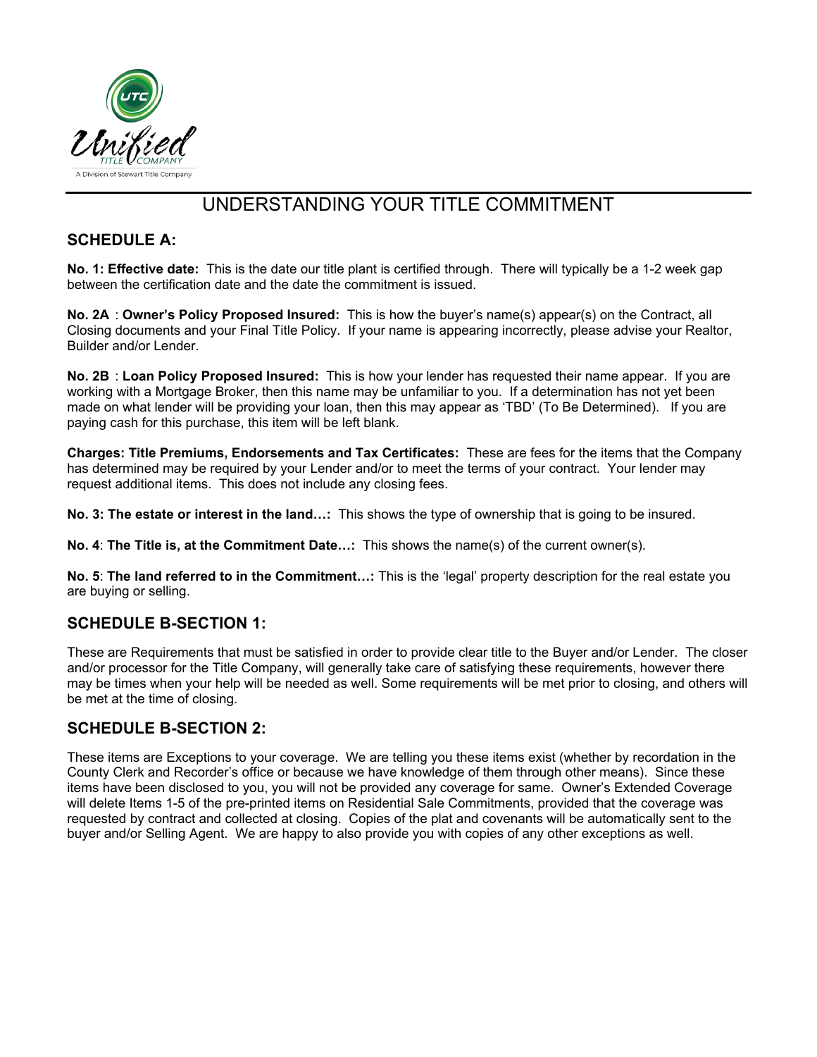# UNDERSTANDING YOUR TITLE COMMITMENT

## SCHEDULE A:

**No. 1: Effective date:** This is the date our title plant is certified through. There will typically be a 1-2 week gap between the certification date and the date the commitment is issued.

**No. 2A** : **Owner's Policy Proposed Insured:** This is how the buyer's name(s) appear(s) on the Contract, all Closing documents and your Final Title Policy. If your name is appearing incorrectly, please advise your Realtor, Builder and/or Lender.

**No. 2B** : **Loan Policy Proposed Insured:** This is how your lender has requested their name appear. If you are working with a Mortgage Broker, then this name may be unfamiliar to you. If a determination has not yet been made on what lender will be providing your loan, then this may appear as 'TBD' (To Be Determined). If you are paying cash for this purchase, this item will be left blank.

**Charges: Title Premiums, Endorsements and Tax Certificates:** These are fees for the items that the Company has determined may be required by your Lender and/or to meet the terms of your contract. Your lender may request additional items. This does not include any closing fees.

**No. 3: The estate or interest in the land…:** This shows the type of ownership that is going to be insured.

**No. 4**: **The Title is, at the Commitment Date…:** This shows the name(s) of the current owner(s).

**No. 5**: **The land referred to in the Commitment…:** This is the 'legal' property description for the real estate you are buying or selling.

## SCHEDULE B-SECTION 1:

These are Requirements that must be satisfied in order to provide clear title to the Buyer and/or Lender. The closer and/or processor for the Title Company, will generally take care of satisfying these requirements, however there may be times when your help will be needed as well. Some requirements will be met prior to closing, and others will be met at the time of closing.

## SCHEDULE B-SECTION 2:

These items are Exceptions to your coverage. We are telling you these items exist (whether by recordation in the County Clerk and Recorder's office or because we have knowledge of them through other means). Since these items have been disclosed to you, you will not be provided any coverage for same. Owner's Extended Coverage will delete Items 1-5 of the pre-printed items on Residential Sale Commitments, provided that the coverage was requested by contract and collected at closing. Copies of the plat and covenants will be automatically sent to the buyer and/or Selling Agent. We are happy to also provide you with copies of any other exceptions as well.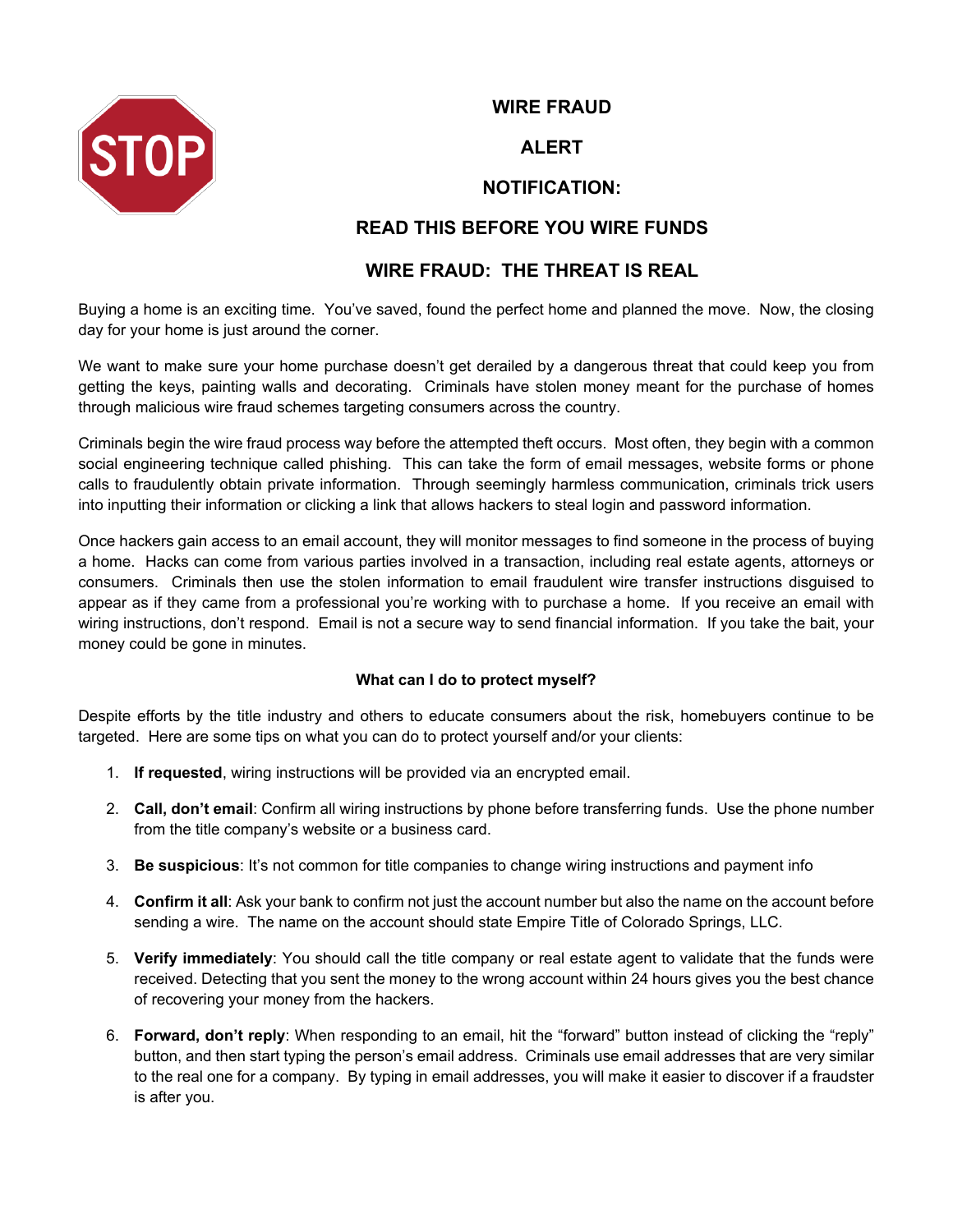STOP

# WIRE FRAUD

# ALERT

# NOTIFICATION:

## READ THIS BEFORE YOU WIRE FUNDS

## WIRE FRAUD: THE THREAT IS REAL

Buying a home is an exciting time. You've saved, found the perfect home and planned the move. Now, the closing day for your home is just around the corner.

We want to make sure your home purchase doesn't get derailed by a dangerous threat that could keep you from getting the keys, painting walls and decorating. Criminals have stolen money meant for the purchase of homes through malicious wire fraud schemes targeting consumers across the country.

Criminals begin the wire fraud process way before the attempted theft occurs. Most often, they begin with a common social engineering technique called phishing. This can take the form of email messages, website forms or phone calls to fraudulently obtain private information. Through seemingly harmless communication, criminals trick users into inputting their information or clicking a link that allows hackers to steal login and password information.

Once hackers gain access to an email account, they will monitor messages to find someone in the process of buying a home. Hacks can come from various parties involved in a transaction, including real estate agents, attorneys or consumers. Criminals then use the stolen information to email fraudulent wire transfer instructions disguised to appear as if they came from a professional you're working with to purchase a home. If you receive an email with wiring instructions, don't respond. Email is not a secure way to send financial information. If you take the bait, your money could be gone in minutes.

**What can I do to protect myself?**

Despite efforts by the title industry and others to educate consumers about the risk, homebuyers continue to be targeted. Here are some tips on what you can do to protect yourself and/or your clients:

1. **If requested**, wiring instructions will be provided via an encrypted email.
2. **Call, don't email**: Confirm all wiring instructions by phone before transferring funds. Use the phone number from the title company's website or a business card.
3. **Be suspicious**: It's not common for title companies to change wiring instructions and payment info
4. **Confirm it all**: Ask your bank to confirm not just the account number but also the name on the account before sending a wire. The name on the account should state Empire Title of Colorado Springs, LLC.
5. **Verify immediately**: You should call the title company or real estate agent to validate that the funds were received. Detecting that you sent the money to the wrong account within 24 hours gives you the best chance of recovering your money from the hackers.
6. **Forward, don't reply**: When responding to an email, hit the "forward" button instead of clicking the "reply" button, and then start typing the person's email address. Criminals use email addresses that are very similar to the real one for a company. By typing in email addresses, you will make it easier to discover if a fraudster is after you.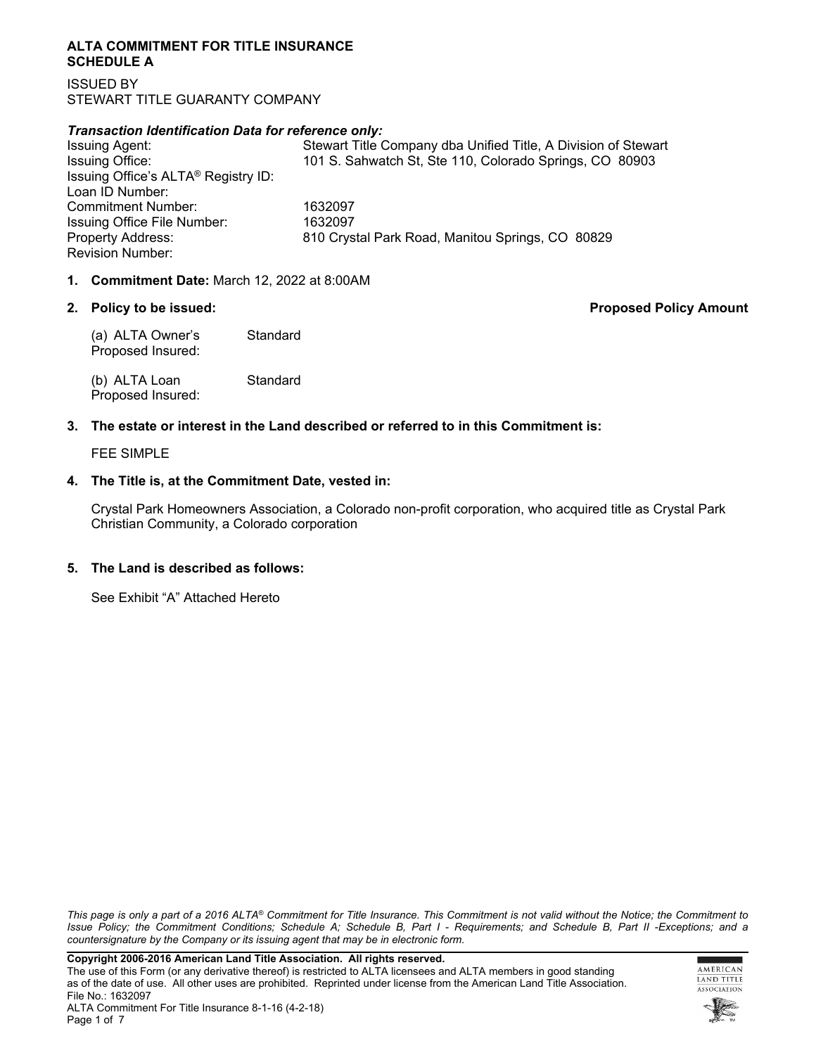# ALTA COMMITMENT FOR TITLE INSURANCE
## SCHEDULE A

ISSUED BY
STEWART TITLE GUARANTY COMPANY

***Transaction Identification Data for reference only:***

| | |
|---|---|
| Issuing Agent: | Stewart Title Company dba Unified Title, A Division of Stewart |
| Issuing Office: | 101 S. Sahwatch St, Ste 110, Colorado Springs, CO 80903 |
| Issuing Office's ALTA® Registry ID: | |
| Loan ID Number: | |
| Commitment Number: | 1632097 |
| Issuing Office File Number: | 1632097 |
| Property Address: | 810 Crystal Park Road, Manitou Springs, CO 80829 |
| Revision Number: | |

1. **Commitment Date:** March 12, 2022 at 8:00AM

2. **Policy to be issued:** **Proposed Policy Amount**

   (a) ALTA Owner's Standard
   Proposed Insured:

   (b) ALTA Loan Standard
   Proposed Insured:

3. **The estate or interest in the Land described or referred to in this Commitment is:**

   FEE SIMPLE

4. **The Title is, at the Commitment Date, vested in:**

   Crystal Park Homeowners Association, a Colorado non-profit corporation, who acquired title as Crystal Park Christian Community, a Colorado corporation

5. **The Land is described as follows:**

   See Exhibit "A" Attached Hereto

*This page is only a part of a 2016 ALTA® Commitment for Title Insurance. This Commitment is not valid without the Notice; the Commitment to Issue Policy; the Commitment Conditions; Schedule A; Schedule B, Part I - Requirements; and Schedule B, Part II -Exceptions; and a countersignature by the Company or its issuing agent that may be in electronic form.*

**Copyright 2006-2016 American Land Title Association. All rights reserved.**
The use of this Form (or any derivative thereof) is restricted to ALTA licensees and ALTA members in good standing as of the date of use. All other uses are prohibited. Reprinted under license from the American Land Title Association.
File No.: 1632097
ALTA Commitment For Title Insurance 8-1-16 (4-2-18)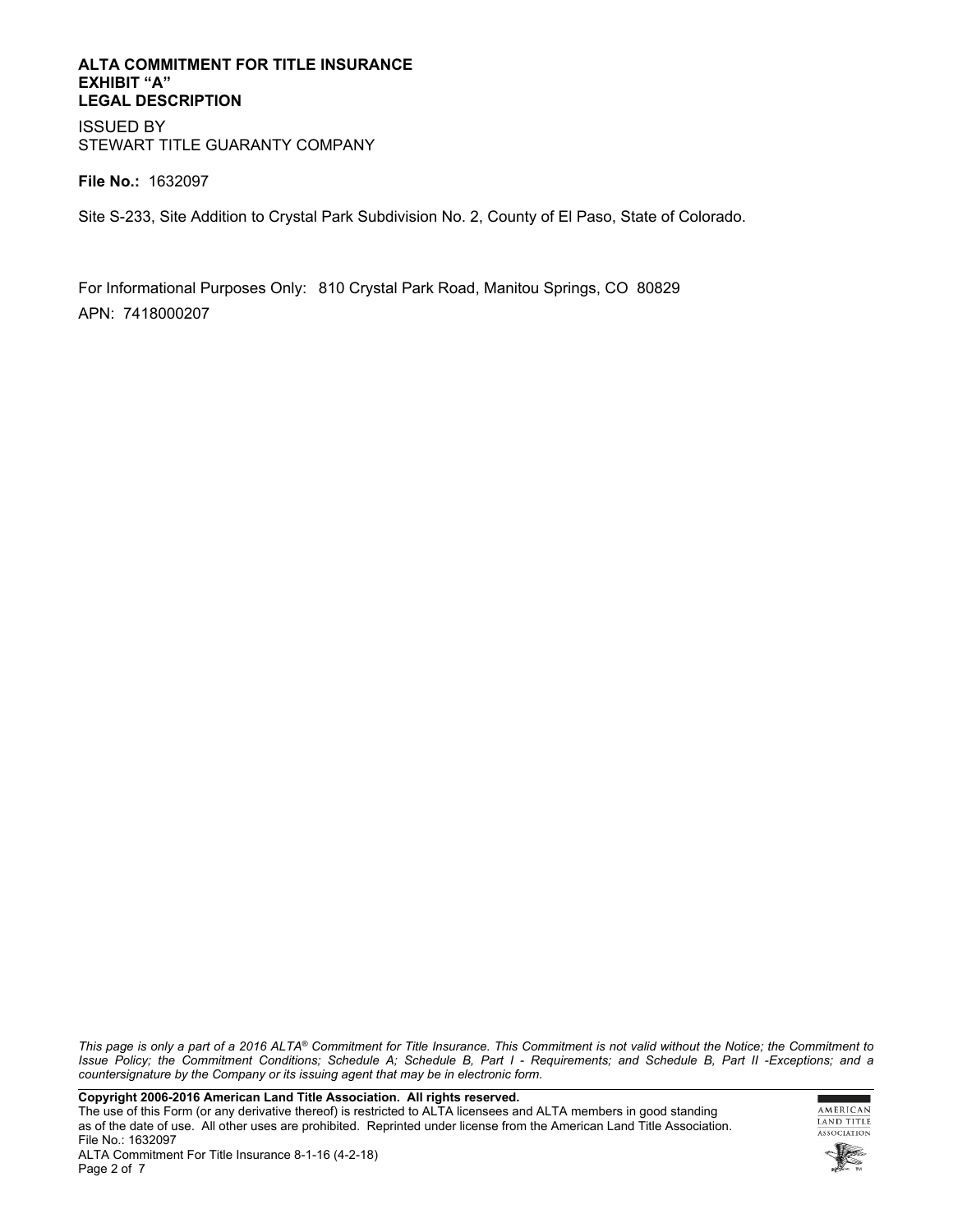**ALTA COMMITMENT FOR TITLE INSURANCE**
**EXHIBIT "A"**
**LEGAL DESCRIPTION**

ISSUED BY
STEWART TITLE GUARANTY COMPANY

**File No.:** 1632097

Site S-233, Site Addition to Crystal Park Subdivision No. 2, County of El Paso, State of Colorado.

For Informational Purposes Only: 810 Crystal Park Road, Manitou Springs, CO 80829

APN: 7418000207

*This page is only a part of a 2016 ALTA® Commitment for Title Insurance. This Commitment is not valid without the Notice; the Commitment to Issue Policy; the Commitment Conditions; Schedule A; Schedule B, Part I - Requirements; and Schedule B, Part II -Exceptions; and a countersignature by the Company or its issuing agent that may be in electronic form.*

**Copyright 2006-2016 American Land Title Association. All rights reserved.**
The use of this Form (or any derivative thereof) is restricted to ALTA licensees and ALTA members in good standing as of the date of use. All other uses are prohibited. Reprinted under license from the American Land Title Association.
File No.: 1632097
ALTA Commitment For Title Insurance 8-1-16 (4-2-18)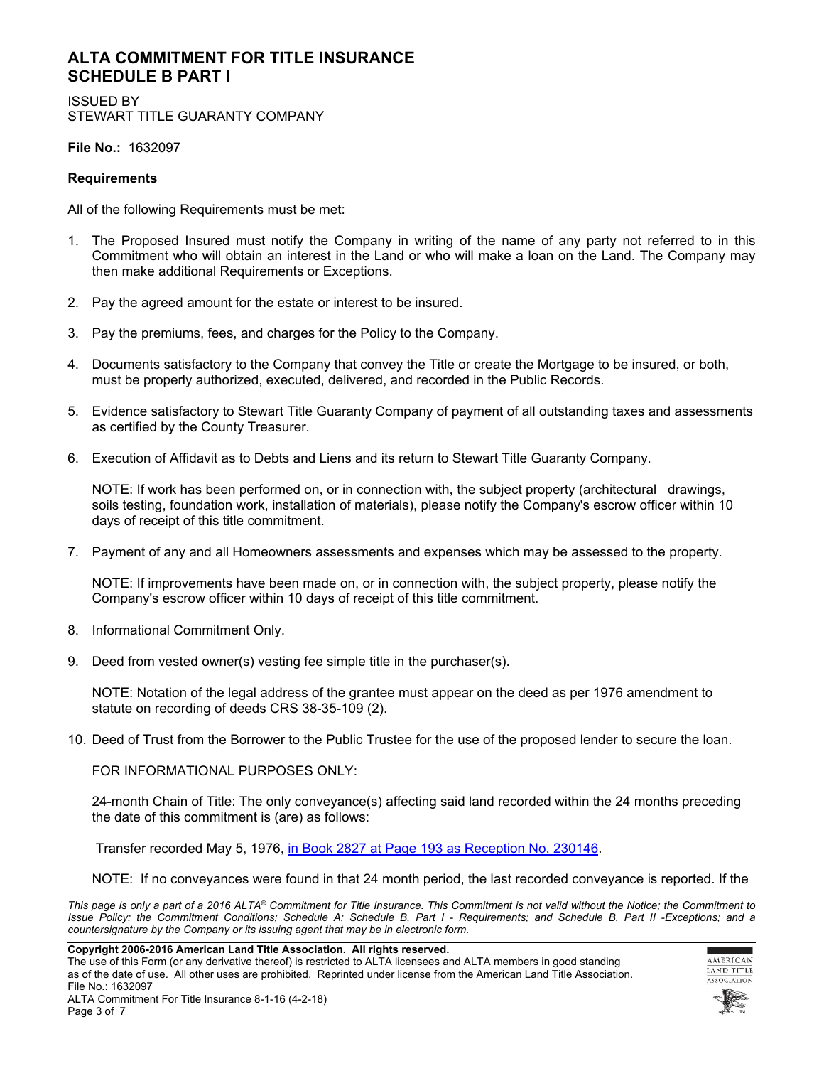## ALTA COMMITMENT FOR TITLE INSURANCE
## SCHEDULE B PART I

ISSUED BY
STEWART TITLE GUARANTY COMPANY

**File No.:** 1632097

**Requirements**

All of the following Requirements must be met:

1. The Proposed Insured must notify the Company in writing of the name of any party not referred to in this Commitment who will obtain an interest in the Land or who will make a loan on the Land. The Company may then make additional Requirements or Exceptions.

2. Pay the agreed amount for the estate or interest to be insured.

3. Pay the premiums, fees, and charges for the Policy to the Company.

4. Documents satisfactory to the Company that convey the Title or create the Mortgage to be insured, or both, must be properly authorized, executed, delivered, and recorded in the Public Records.

5. Evidence satisfactory to Stewart Title Guaranty Company of payment of all outstanding taxes and assessments as certified by the County Treasurer.

6. Execution of Affidavit as to Debts and Liens and its return to Stewart Title Guaranty Company.

   NOTE: If work has been performed on, or in connection with, the subject property (architectural drawings, soils testing, foundation work, installation of materials), please notify the Company's escrow officer within 10 days of receipt of this title commitment.

7. Payment of any and all Homeowners assessments and expenses which may be assessed to the property.

   NOTE: If improvements have been made on, or in connection with, the subject property, please notify the Company's escrow officer within 10 days of receipt of this title commitment.

8. Informational Commitment Only.

9. Deed from vested owner(s) vesting fee simple title in the purchaser(s).

   NOTE: Notation of the legal address of the grantee must appear on the deed as per 1976 amendment to statute on recording of deeds CRS 38-35-109 (2).

10. Deed of Trust from the Borrower to the Public Trustee for the use of the proposed lender to secure the loan.

    FOR INFORMATIONAL PURPOSES ONLY:

    24-month Chain of Title: The only conveyance(s) affecting said land recorded within the 24 months preceding the date of this commitment is (are) as follows:

    Transfer recorded May 5, 1976, in Book 2827 at Page 193 as Reception No. 230146.

    NOTE: If no conveyances were found in that 24 month period, the last recorded conveyance is reported. If the

*This page is only a part of a 2016 ALTA® Commitment for Title Insurance. This Commitment is not valid without the Notice; the Commitment to Issue Policy; the Commitment Conditions; Schedule A; Schedule B, Part I - Requirements; and Schedule B, Part II -Exceptions; and a countersignature by the Company or its issuing agent that may be in electronic form.*

**Copyright 2006-2016 American Land Title Association. All rights reserved.**
The use of this Form (or any derivative thereof) is restricted to ALTA licensees and ALTA members in good standing as of the date of use. All other uses are prohibited. Reprinted under license from the American Land Title Association.
File No.: 1632097
ALTA Commitment For Title Insurance 8-1-16 (4-2-18)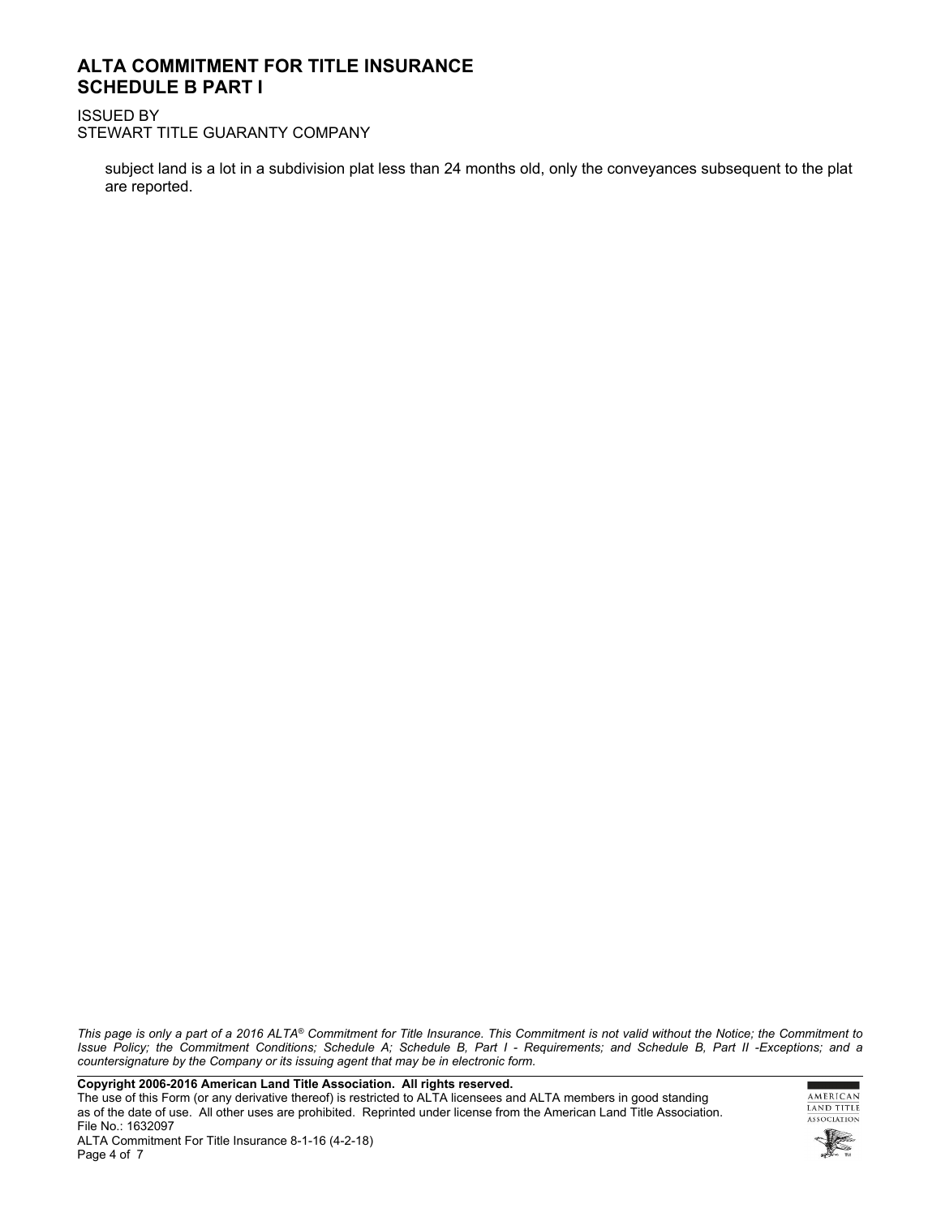subject land is a lot in a subdivision plat less than 24 months old, only the conveyances subsequent to the plat are reported.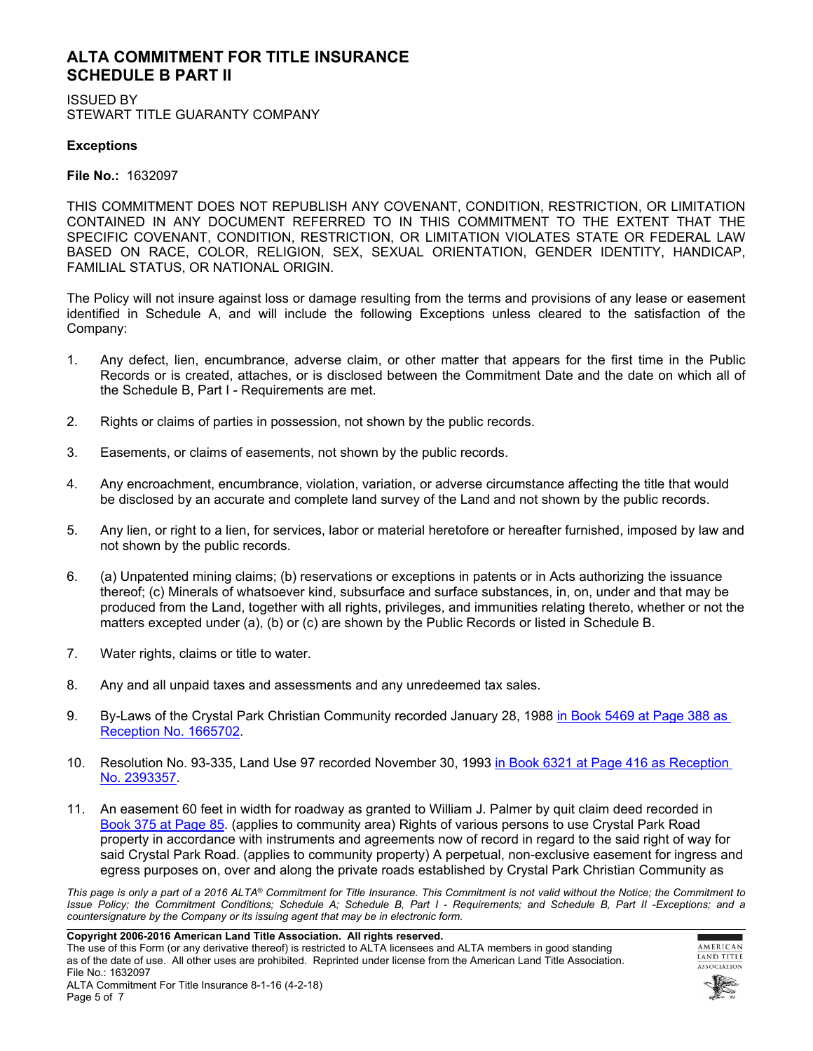# ALTA COMMITMENT FOR TITLE INSURANCE
## SCHEDULE B PART II

ISSUED BY
STEWART TITLE GUARANTY COMPANY

### Exceptions

**File No.:** 1632097

THIS COMMITMENT DOES NOT REPUBLISH ANY COVENANT, CONDITION, RESTRICTION, OR LIMITATION CONTAINED IN ANY DOCUMENT REFERRED TO IN THIS COMMITMENT TO THE EXTENT THAT THE SPECIFIC COVENANT, CONDITION, RESTRICTION, OR LIMITATION VIOLATES STATE OR FEDERAL LAW BASED ON RACE, COLOR, RELIGION, SEX, SEXUAL ORIENTATION, GENDER IDENTITY, HANDICAP, FAMILIAL STATUS, OR NATIONAL ORIGIN.

The Policy will not insure against loss or damage resulting from the terms and provisions of any lease or easement identified in Schedule A, and will include the following Exceptions unless cleared to the satisfaction of the Company:

1. Any defect, lien, encumbrance, adverse claim, or other matter that appears for the first time in the Public Records or is created, attaches, or is disclosed between the Commitment Date and the date on which all of the Schedule B, Part I - Requirements are met.

2. Rights or claims of parties in possession, not shown by the public records.

3. Easements, or claims of easements, not shown by the public records.

4. Any encroachment, encumbrance, violation, variation, or adverse circumstance affecting the title that would be disclosed by an accurate and complete land survey of the Land and not shown by the public records.

5. Any lien, or right to a lien, for services, labor or material heretofore or hereafter furnished, imposed by law and not shown by the public records.

6. (a) Unpatented mining claims; (b) reservations or exceptions in patents or in Acts authorizing the issuance thereof; (c) Minerals of whatsoever kind, subsurface and surface substances, in, on, under and that may be produced from the Land, together with all rights, privileges, and immunities relating thereto, whether or not the matters excepted under (a), (b) or (c) are shown by the Public Records or listed in Schedule B.

7. Water rights, claims or title to water.

8. Any and all unpaid taxes and assessments and any unredeemed tax sales.

9. By-Laws of the Crystal Park Christian Community recorded January 28, 1988 in Book 5469 at Page 388 as Reception No. 1665702.

10. Resolution No. 93-335, Land Use 97 recorded November 30, 1993 in Book 6321 at Page 416 as Reception No. 2393357.

11. An easement 60 feet in width for roadway as granted to William J. Palmer by quit claim deed recorded in Book 375 at Page 85. (applies to community area) Rights of various persons to use Crystal Park Road property in accordance with instruments and agreements now of record in regard to the said right of way for said Crystal Park Road. (applies to community property) A perpetual, non-exclusive easement for ingress and egress purposes on, over and along the private roads established by Crystal Park Christian Community as

*This page is only a part of a 2016 ALTA® Commitment for Title Insurance. This Commitment is not valid without the Notice; the Commitment to Issue Policy; the Commitment Conditions; Schedule A; Schedule B, Part I - Requirements; and Schedule B, Part II -Exceptions; and a countersignature by the Company or its issuing agent that may be in electronic form.*

**Copyright 2006-2016 American Land Title Association. All rights reserved.**
The use of this Form (or any derivative thereof) is restricted to ALTA licensees and ALTA members in good standing as of the date of use. All other uses are prohibited. Reprinted under license from the American Land Title Association.
File No.: 1632097
ALTA Commitment For Title Insurance 8-1-16 (4-2-18)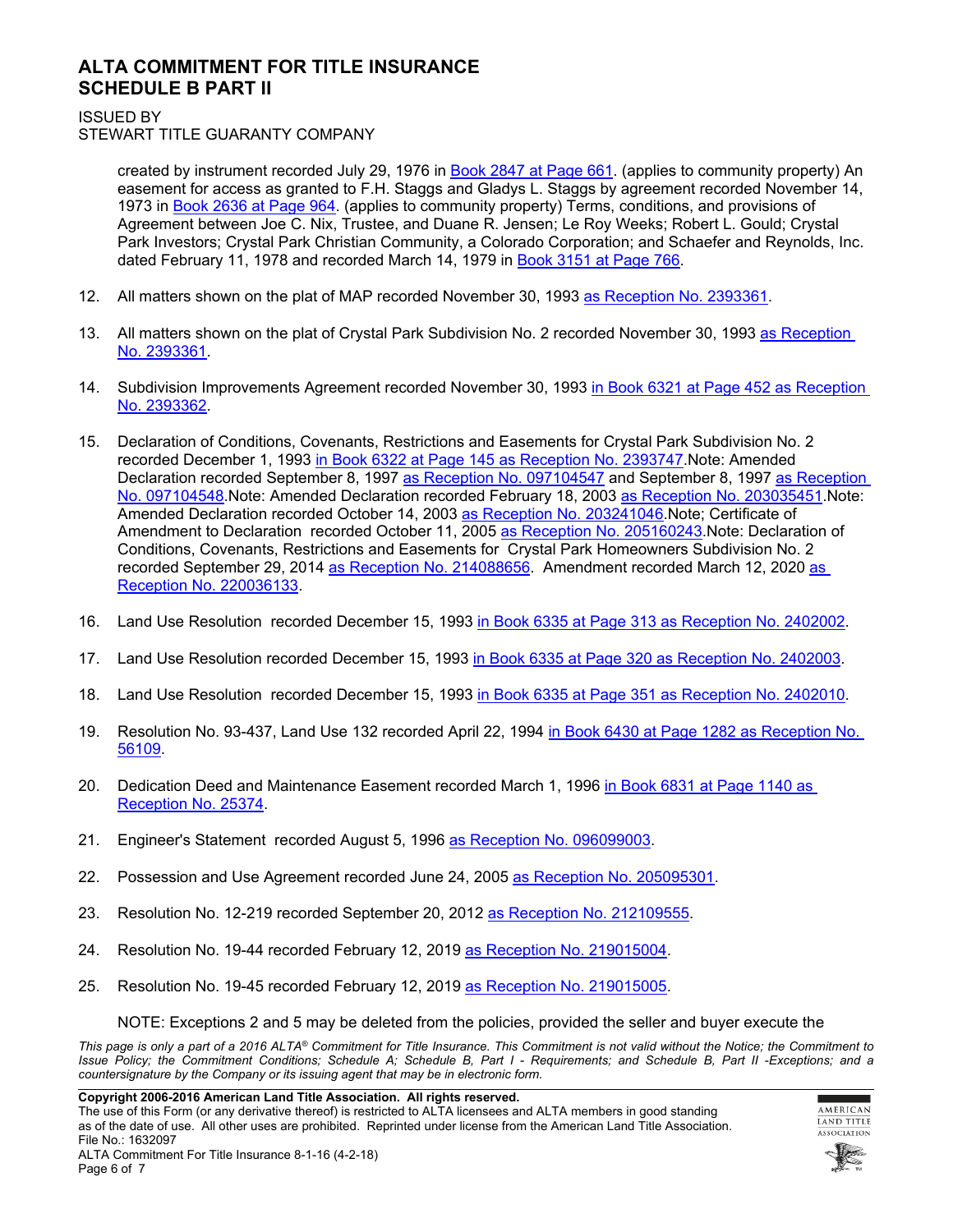# ALTA COMMITMENT FOR TITLE INSURANCE
# SCHEDULE B PART II

ISSUED BY
STEWART TITLE GUARANTY COMPANY

created by instrument recorded July 29, 1976 in Book 2847 at Page 661. (applies to community property) An easement for access as granted to F.H. Staggs and Gladys L. Staggs by agreement recorded November 14, 1973 in Book 2636 at Page 964. (applies to community property) Terms, conditions, and provisions of Agreement between Joe C. Nix, Trustee, and Duane R. Jensen; Le Roy Weeks; Robert L. Gould; Crystal Park Investors; Crystal Park Christian Community, a Colorado Corporation; and Schaefer and Reynolds, Inc. dated February 11, 1978 and recorded March 14, 1979 in Book 3151 at Page 766.

12. All matters shown on the plat of MAP recorded November 30, 1993 as Reception No. 2393361.

13. All matters shown on the plat of Crystal Park Subdivision No. 2 recorded November 30, 1993 as Reception No. 2393361.

14. Subdivision Improvements Agreement recorded November 30, 1993 in Book 6321 at Page 452 as Reception No. 2393362.

15. Declaration of Conditions, Covenants, Restrictions and Easements for Crystal Park Subdivision No. 2 recorded December 1, 1993 in Book 6322 at Page 145 as Reception No. 2393747.Note: Amended Declaration recorded September 8, 1997 as Reception No. 097104547 and September 8, 1997 as Reception No. 097104548.Note: Amended Declaration recorded February 18, 2003 as Reception No. 203035451.Note: Amended Declaration recorded October 14, 2003 as Reception No. 203241046.Note; Certificate of Amendment to Declaration recorded October 11, 2005 as Reception No. 205160243.Note: Declaration of Conditions, Covenants, Restrictions and Easements for Crystal Park Homeowners Subdivision No. 2 recorded September 29, 2014 as Reception No. 214088656. Amendment recorded March 12, 2020 as Reception No. 220036133.

16. Land Use Resolution recorded December 15, 1993 in Book 6335 at Page 313 as Reception No. 2402002.

17. Land Use Resolution recorded December 15, 1993 in Book 6335 at Page 320 as Reception No. 2402003.

18. Land Use Resolution recorded December 15, 1993 in Book 6335 at Page 351 as Reception No. 2402010.

19. Resolution No. 93-437, Land Use 132 recorded April 22, 1994 in Book 6430 at Page 1282 as Reception No. 56109.

20. Dedication Deed and Maintenance Easement recorded March 1, 1996 in Book 6831 at Page 1140 as Reception No. 25374.

21. Engineer's Statement recorded August 5, 1996 as Reception No. 096099003.

22. Possession and Use Agreement recorded June 24, 2005 as Reception No. 205095301.

23. Resolution No. 12-219 recorded September 20, 2012 as Reception No. 212109555.

24. Resolution No. 19-44 recorded February 12, 2019 as Reception No. 219015004.

25. Resolution No. 19-45 recorded February 12, 2019 as Reception No. 219015005.

NOTE: Exceptions 2 and 5 may be deleted from the policies, provided the seller and buyer execute the

*This page is only a part of a 2016 ALTA® Commitment for Title Insurance. This Commitment is not valid without the Notice; the Commitment to Issue Policy; the Commitment Conditions; Schedule A; Schedule B, Part I - Requirements; and Schedule B, Part II -Exceptions; and a countersignature by the Company or its issuing agent that may be in electronic form.*

**Copyright 2006-2016 American Land Title Association. All rights reserved.**
The use of this Form (or any derivative thereof) is restricted to ALTA licensees and ALTA members in good standing as of the date of use. All other uses are prohibited. Reprinted under license from the American Land Title Association.
File No.: 1632097
ALTA Commitment For Title Insurance 8-1-16 (4-2-18)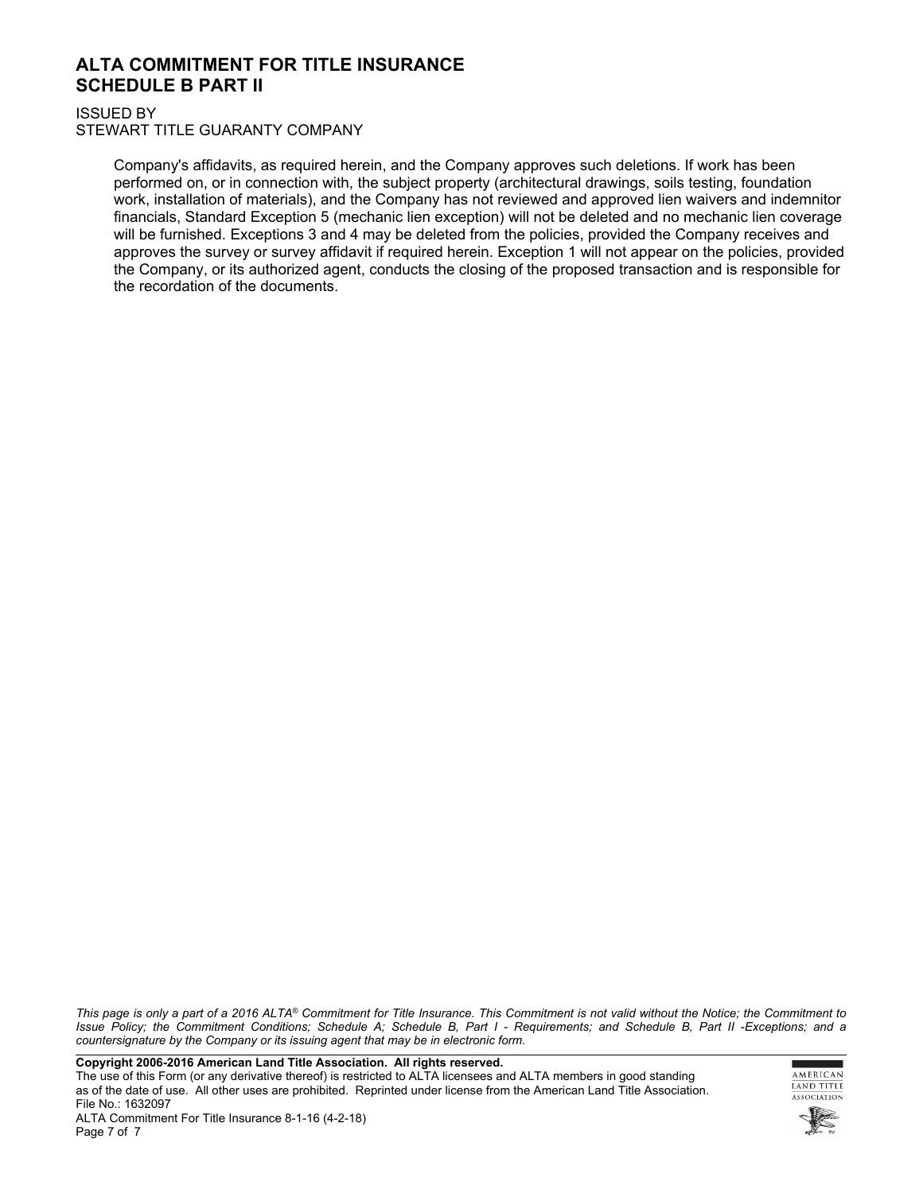## ALTA COMMITMENT FOR TITLE INSURANCE
## SCHEDULE B PART II

ISSUED BY
STEWART TITLE GUARANTY COMPANY

Company's affidavits, as required herein, and the Company approves such deletions. If work has been performed on, or in connection with, the subject property (architectural drawings, soils testing, foundation work, installation of materials), and the Company has not reviewed and approved lien waivers and indemnitor financials, Standard Exception 5 (mechanic lien exception) will not be deleted and no mechanic lien coverage will be furnished. Exceptions 3 and 4 may be deleted from the policies, provided the Company receives and approves the survey or survey affidavit if required herein. Exception 1 will not appear on the policies, provided the Company, or its authorized agent, conducts the closing of the proposed transaction and is responsible for the recordation of the documents.

*This page is only a part of a 2016 ALTA® Commitment for Title Insurance. This Commitment is not valid without the Notice; the Commitment to Issue Policy; the Commitment Conditions; Schedule A; Schedule B, Part I - Requirements; and Schedule B, Part II -Exceptions; and a countersignature by the Company or its issuing agent that may be in electronic form.*

**Copyright 2006-2016 American Land Title Association. All rights reserved.**
The use of this Form (or any derivative thereof) is restricted to ALTA licensees and ALTA members in good standing as of the date of use. All other uses are prohibited. Reprinted under license from the American Land Title Association.
File No.: 1632097
ALTA Commitment For Title Insurance 8-1-16 (4-2-18)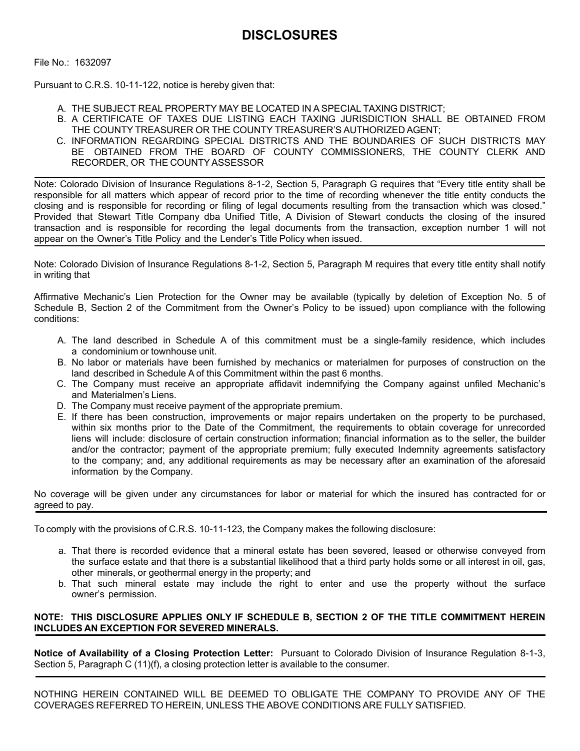# DISCLOSURES

File No.: 1632097

Pursuant to C.R.S. 10-11-122, notice is hereby given that:

A. THE SUBJECT REAL PROPERTY MAY BE LOCATED IN A SPECIAL TAXING DISTRICT;
B. A CERTIFICATE OF TAXES DUE LISTING EACH TAXING JURISDICTION SHALL BE OBTAINED FROM THE COUNTY TREASURER OR THE COUNTY TREASURER'S AUTHORIZED AGENT;
C. INFORMATION REGARDING SPECIAL DISTRICTS AND THE BOUNDARIES OF SUCH DISTRICTS MAY BE OBTAINED FROM THE BOARD OF COUNTY COMMISSIONERS, THE COUNTY CLERK AND RECORDER, OR THE COUNTY ASSESSOR

---

Note: Colorado Division of Insurance Regulations 8-1-2, Section 5, Paragraph G requires that "Every title entity shall be responsible for all matters which appear of record prior to the time of recording whenever the title entity conducts the closing and is responsible for recording or filing of legal documents resulting from the transaction which was closed." Provided that Stewart Title Company dba Unified Title, A Division of Stewart conducts the closing of the insured transaction and is responsible for recording the legal documents from the transaction, exception number 1 will not appear on the Owner's Title Policy and the Lender's Title Policy when issued.

---

Note: Colorado Division of Insurance Regulations 8-1-2, Section 5, Paragraph M requires that every title entity shall notify in writing that

Affirmative Mechanic's Lien Protection for the Owner may be available (typically by deletion of Exception No. 5 of Schedule B, Section 2 of the Commitment from the Owner's Policy to be issued) upon compliance with the following conditions:

A. The land described in Schedule A of this commitment must be a single-family residence, which includes a condominium or townhouse unit.
B. No labor or materials have been furnished by mechanics or materialmen for purposes of construction on the land described in Schedule A of this Commitment within the past 6 months.
C. The Company must receive an appropriate affidavit indemnifying the Company against unfiled Mechanic's and Materialmen's Liens.
D. The Company must receive payment of the appropriate premium.
E. If there has been construction, improvements or major repairs undertaken on the property to be purchased, within six months prior to the Date of the Commitment, the requirements to obtain coverage for unrecorded liens will include: disclosure of certain construction information; financial information as to the seller, the builder and/or the contractor; payment of the appropriate premium; fully executed Indemnity agreements satisfactory to the company; and, any additional requirements as may be necessary after an examination of the aforesaid information by the Company.

No coverage will be given under any circumstances for labor or material for which the insured has contracted for or agreed to pay.

---

To comply with the provisions of C.R.S. 10-11-123, the Company makes the following disclosure:

a. That there is recorded evidence that a mineral estate has been severed, leased or otherwise conveyed from the surface estate and that there is a substantial likelihood that a third party holds some or all interest in oil, gas, other minerals, or geothermal energy in the property; and
b. That such mineral estate may include the right to enter and use the property without the surface owner's permission.

**NOTE: THIS DISCLOSURE APPLIES ONLY IF SCHEDULE B, SECTION 2 OF THE TITLE COMMITMENT HEREIN INCLUDES AN EXCEPTION FOR SEVERED MINERALS.**

---

**Notice of Availability of a Closing Protection Letter:** Pursuant to Colorado Division of Insurance Regulation 8-1-3, Section 5, Paragraph C (11)(f), a closing protection letter is available to the consumer.

---

NOTHING HEREIN CONTAINED WILL BE DEEMED TO OBLIGATE THE COMPANY TO PROVIDE ANY OF THE COVERAGES REFERRED TO HEREIN, UNLESS THE ABOVE CONDITIONS ARE FULLY SATISFIED.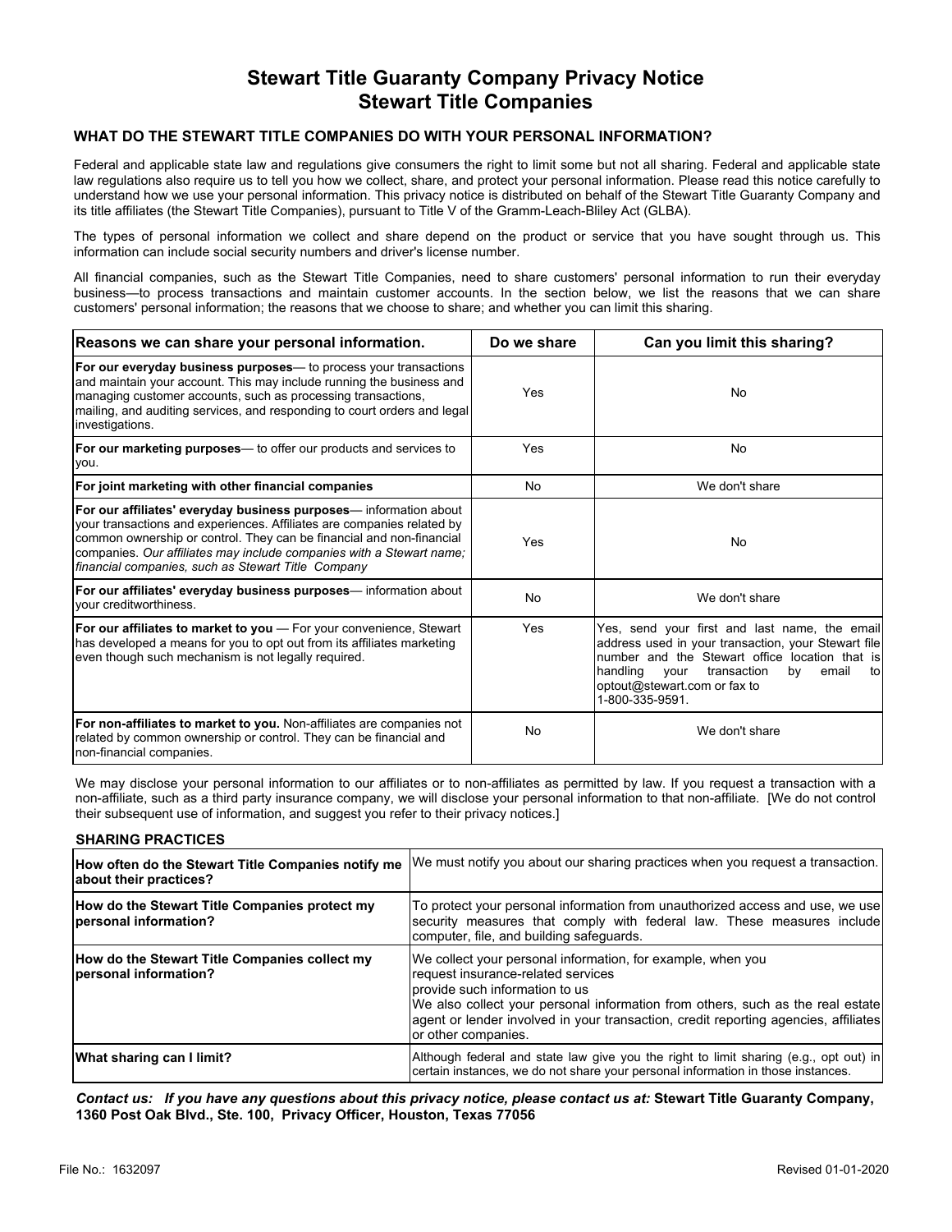# Stewart Title Guaranty Company Privacy Notice
# Stewart Title Companies

## WHAT DO THE STEWART TITLE COMPANIES DO WITH YOUR PERSONAL INFORMATION?

Federal and applicable state law and regulations give consumers the right to limit some but not all sharing. Federal and applicable state law regulations also require us to tell you how we collect, share, and protect your personal information. Please read this notice carefully to understand how we use your personal information. This privacy notice is distributed on behalf of the Stewart Title Guaranty Company and its title affiliates (the Stewart Title Companies), pursuant to Title V of the Gramm-Leach-Bliley Act (GLBA).

The types of personal information we collect and share depend on the product or service that you have sought through us. This information can include social security numbers and driver's license number.

All financial companies, such as the Stewart Title Companies, need to share customers' personal information to run their everyday business—to process transactions and maintain customer accounts. In the section below, we list the reasons that we can share customers' personal information; the reasons that we choose to share; and whether you can limit this sharing.

| Reasons we can share your personal information. | Do we share | Can you limit this sharing? |
|---|---|---|
| **For our everyday business purposes**— to process your transactions and maintain your account. This may include running the business and managing customer accounts, such as processing transactions, mailing, and auditing services, and responding to court orders and legal investigations. | Yes | No |
| **For our marketing purposes**— to offer our products and services to you. | Yes | No |
| **For joint marketing with other financial companies** | No | We don't share |
| **For our affiliates' everyday business purposes**— information about your transactions and experiences. Affiliates are companies related by common ownership or control. They can be financial and non-financial companies. *Our affiliates may include companies with a Stewart name; financial companies, such as Stewart Title Company* | Yes | No |
| **For our affiliates' everyday business purposes**— information about your creditworthiness. | No | We don't share |
| **For our affiliates to market to you** — For your convenience, Stewart has developed a means for you to opt out from its affiliates marketing even though such mechanism is not legally required. | Yes | Yes, send your first and last name, the email address used in your transaction, your Stewart file number and the Stewart office location that is handling your transaction by email to optout@stewart.com or fax to 1-800-335-9591. |
| **For non-affiliates to market to you.** Non-affiliates are companies not related by common ownership or control. They can be financial and non-financial companies. | No | We don't share |

We may disclose your personal information to our affiliates or to non-affiliates as permitted by law. If you request a transaction with a non-affiliate, such as a third party insurance company, we will disclose your personal information to that non-affiliate. [We do not control their subsequent use of information, and suggest you refer to their privacy notices.]

### SHARING PRACTICES

| | |
|---|---|
| **How often do the Stewart Title Companies notify me about their practices?** | We must notify you about our sharing practices when you request a transaction. |
| **How do the Stewart Title Companies protect my personal information?** | To protect your personal information from unauthorized access and use, we use security measures that comply with federal law. These measures include computer, file, and building safeguards. |
| **How do the Stewart Title Companies collect my personal information?** | We collect your personal information, for example, when you request insurance-related services provide such information to us We also collect your personal information from others, such as the real estate agent or lender involved in your transaction, credit reporting agencies, affiliates or other companies. |
| **What sharing can I limit?** | Although federal and state law give you the right to limit sharing (e.g., opt out) in certain instances, we do not share your personal information in those instances. |

***Contact us: If you have any questions about this privacy notice, please contact us at:*** **Stewart Title Guaranty Company, 1360 Post Oak Blvd., Ste. 100, Privacy Officer, Houston, Texas 77056**

File No.: 1632097

Revised 01-01-2020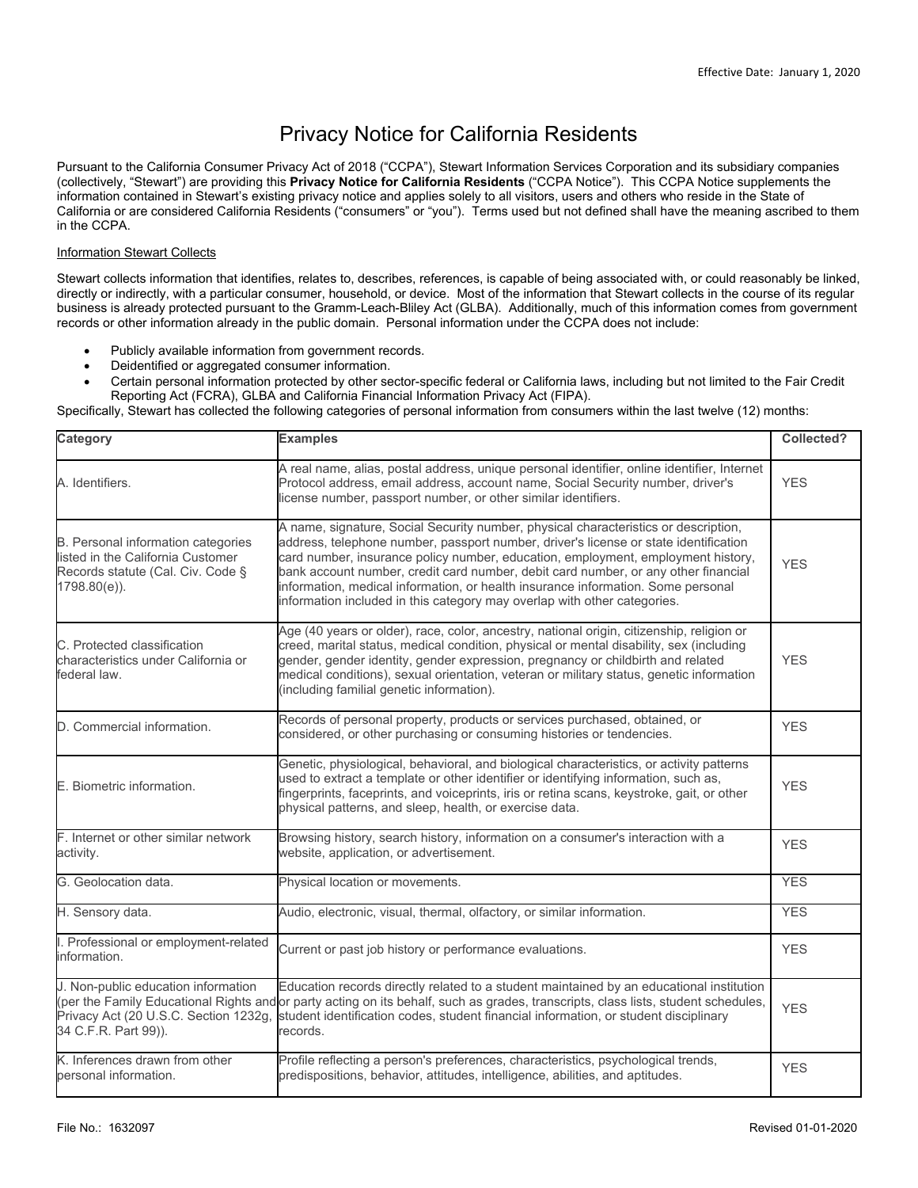Effective Date: January 1, 2020

# Privacy Notice for California Residents

Pursuant to the California Consumer Privacy Act of 2018 ("CCPA"), Stewart Information Services Corporation and its subsidiary companies (collectively, "Stewart") are providing this **Privacy Notice for California Residents** ("CCPA Notice"). This CCPA Notice supplements the information contained in Stewart's existing privacy notice and applies solely to all visitors, users and others who reside in the State of California or are considered California Residents ("consumers" or "you"). Terms used but not defined shall have the meaning ascribed to them in the CCPA.

<u>Information Stewart Collects</u>

Stewart collects information that identifies, relates to, describes, references, is capable of being associated with, or could reasonably be linked, directly or indirectly, with a particular consumer, household, or device. Most of the information that Stewart collects in the course of its regular business is already protected pursuant to the Gramm-Leach-Bliley Act (GLBA). Additionally, much of this information comes from government records or other information already in the public domain. Personal information under the CCPA does not include:

- Publicly available information from government records.
- Deidentified or aggregated consumer information.
- Certain personal information protected by other sector-specific federal or California laws, including but not limited to the Fair Credit Reporting Act (FCRA), GLBA and California Financial Information Privacy Act (FIPA).

Specifically, Stewart has collected the following categories of personal information from consumers within the last twelve (12) months:

| Category | Examples | Collected? |
|---|---|---|
| A. Identifiers. | A real name, alias, postal address, unique personal identifier, online identifier, Internet Protocol address, email address, account name, Social Security number, driver's license number, passport number, or other similar identifiers. | YES |
| B. Personal information categories listed in the California Customer Records statute (Cal. Civ. Code § 1798.80(e)). | A name, signature, Social Security number, physical characteristics or description, address, telephone number, passport number, driver's license or state identification card number, insurance policy number, education, employment, employment history, bank account number, credit card number, debit card number, or any other financial information, medical information, or health insurance information. Some personal information included in this category may overlap with other categories. | YES |
| C. Protected classification characteristics under California or federal law. | Age (40 years or older), race, color, ancestry, national origin, citizenship, religion or creed, marital status, medical condition, physical or mental disability, sex (including gender, gender identity, gender expression, pregnancy or childbirth and related medical conditions), sexual orientation, veteran or military status, genetic information (including familial genetic information). | YES |
| D. Commercial information. | Records of personal property, products or services purchased, obtained, or considered, or other purchasing or consuming histories or tendencies. | YES |
| E. Biometric information. | Genetic, physiological, behavioral, and biological characteristics, or activity patterns used to extract a template or other identifier or identifying information, such as, fingerprints, faceprints, and voiceprints, iris or retina scans, keystroke, gait, or other physical patterns, and sleep, health, or exercise data. | YES |
| F. Internet or other similar network activity. | Browsing history, search history, information on a consumer's interaction with a website, application, or advertisement. | YES |
| G. Geolocation data. | Physical location or movements. | YES |
| H. Sensory data. | Audio, electronic, visual, thermal, olfactory, or similar information. | YES |
| I. Professional or employment-related information. | Current or past job history or performance evaluations. | YES |
| J. Non-public education information (per the Family Educational Rights and Privacy Act (20 U.S.C. Section 1232g, 34 C.F.R. Part 99)). | Education records directly related to a student maintained by an educational institution or party acting on its behalf, such as grades, transcripts, class lists, student schedules, student identification codes, student financial information, or student disciplinary records. | YES |
| K. Inferences drawn from other personal information. | Profile reflecting a person's preferences, characteristics, psychological trends, predispositions, behavior, attitudes, intelligence, abilities, and aptitudes. | YES |

File No.: 1632097 Revised 01-01-2020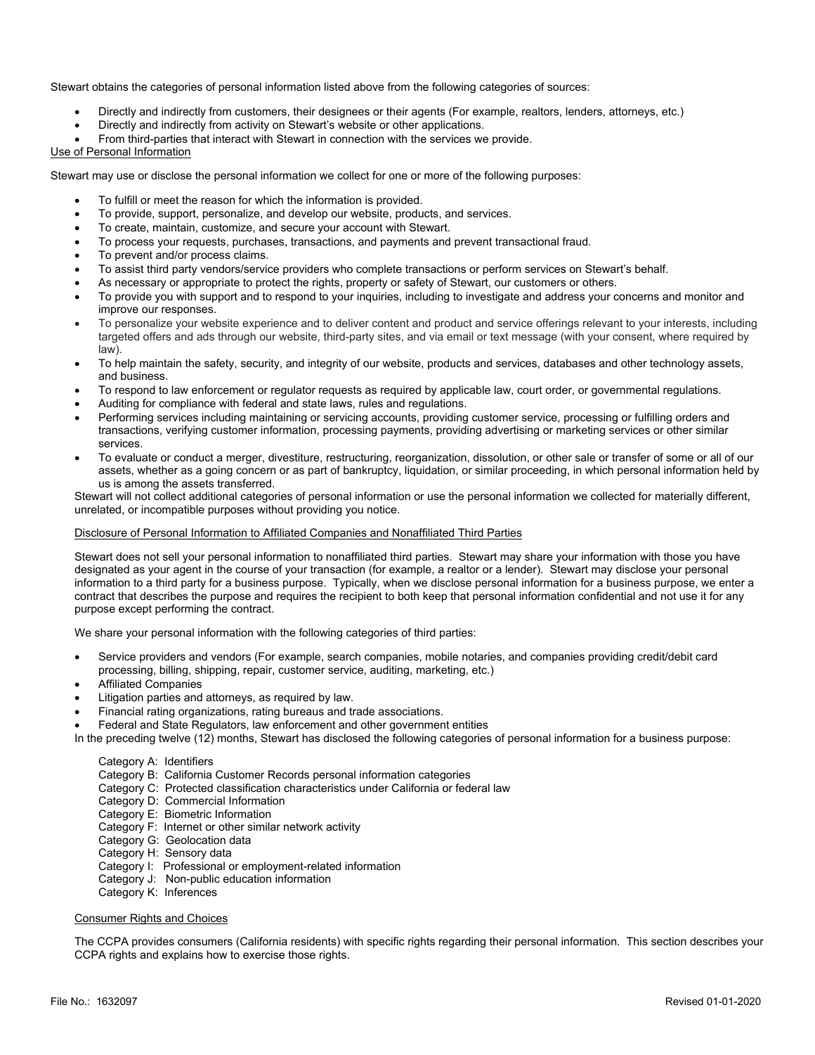Stewart obtains the categories of personal information listed above from the following categories of sources:

- Directly and indirectly from customers, their designees or their agents (For example, realtors, lenders, attorneys, etc.)
- Directly and indirectly from activity on Stewart's website or other applications.
- From third-parties that interact with Stewart in connection with the services we provide.

Use of Personal Information

Stewart may use or disclose the personal information we collect for one or more of the following purposes:

- To fulfill or meet the reason for which the information is provided.
- To provide, support, personalize, and develop our website, products, and services.
- To create, maintain, customize, and secure your account with Stewart.
- To process your requests, purchases, transactions, and payments and prevent transactional fraud.
- To prevent and/or process claims.
- To assist third party vendors/service providers who complete transactions or perform services on Stewart's behalf.
- As necessary or appropriate to protect the rights, property or safety of Stewart, our customers or others.
- To provide you with support and to respond to your inquiries, including to investigate and address your concerns and monitor and improve our responses.
- To personalize your website experience and to deliver content and product and service offerings relevant to your interests, including targeted offers and ads through our website, third-party sites, and via email or text message (with your consent, where required by law).
- To help maintain the safety, security, and integrity of our website, products and services, databases and other technology assets, and business.
- To respond to law enforcement or regulator requests as required by applicable law, court order, or governmental regulations.
- Auditing for compliance with federal and state laws, rules and regulations.
- Performing services including maintaining or servicing accounts, providing customer service, processing or fulfilling orders and transactions, verifying customer information, processing payments, providing advertising or marketing services or other similar services.
- To evaluate or conduct a merger, divestiture, restructuring, reorganization, dissolution, or other sale or transfer of some or all of our assets, whether as a going concern or as part of bankruptcy, liquidation, or similar proceeding, in which personal information held by us is among the assets transferred.

Stewart will not collect additional categories of personal information or use the personal information we collected for materially different, unrelated, or incompatible purposes without providing you notice.

Disclosure of Personal Information to Affiliated Companies and Nonaffiliated Third Parties

Stewart does not sell your personal information to nonaffiliated third parties. Stewart may share your information with those you have designated as your agent in the course of your transaction (for example, a realtor or a lender). Stewart may disclose your personal information to a third party for a business purpose. Typically, when we disclose personal information for a business purpose, we enter a contract that describes the purpose and requires the recipient to both keep that personal information confidential and not use it for any purpose except performing the contract.

We share your personal information with the following categories of third parties:

- Service providers and vendors (For example, search companies, mobile notaries, and companies providing credit/debit card processing, billing, shipping, repair, customer service, auditing, marketing, etc.)
- Affiliated Companies
- Litigation parties and attorneys, as required by law.
- Financial rating organizations, rating bureaus and trade associations.
- Federal and State Regulators, law enforcement and other government entities

In the preceding twelve (12) months, Stewart has disclosed the following categories of personal information for a business purpose:

Category A: Identifiers
Category B: California Customer Records personal information categories
Category C: Protected classification characteristics under California or federal law
Category D: Commercial Information
Category E: Biometric Information
Category F: Internet or other similar network activity
Category G: Geolocation data
Category H: Sensory data
Category I: Professional or employment-related information
Category J: Non-public education information
Category K: Inferences

Consumer Rights and Choices

The CCPA provides consumers (California residents) with specific rights regarding their personal information. This section describes your CCPA rights and explains how to exercise those rights.

File No.: 1632097 Revised 01-01-2020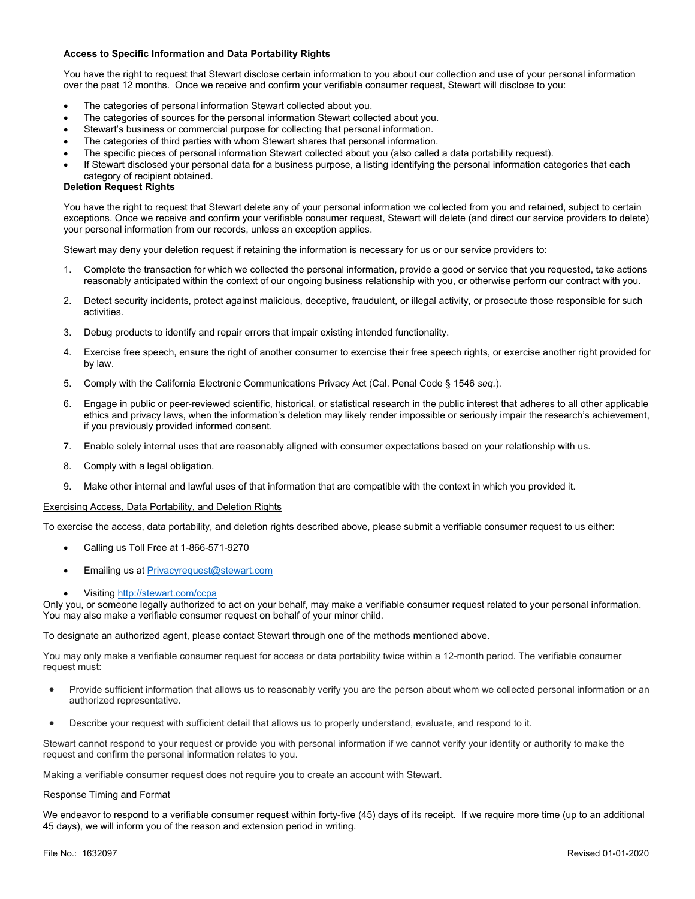**Access to Specific Information and Data Portability Rights**

You have the right to request that Stewart disclose certain information to you about our collection and use of your personal information over the past 12 months. Once we receive and confirm your verifiable consumer request, Stewart will disclose to you:

- The categories of personal information Stewart collected about you.
- The categories of sources for the personal information Stewart collected about you.
- Stewart's business or commercial purpose for collecting that personal information.
- The categories of third parties with whom Stewart shares that personal information.
- The specific pieces of personal information Stewart collected about you (also called a data portability request).
- If Stewart disclosed your personal data for a business purpose, a listing identifying the personal information categories that each category of recipient obtained.

**Deletion Request Rights**

You have the right to request that Stewart delete any of your personal information we collected from you and retained, subject to certain exceptions. Once we receive and confirm your verifiable consumer request, Stewart will delete (and direct our service providers to delete) your personal information from our records, unless an exception applies.

Stewart may deny your deletion request if retaining the information is necessary for us or our service providers to:

1. Complete the transaction for which we collected the personal information, provide a good or service that you requested, take actions reasonably anticipated within the context of our ongoing business relationship with you, or otherwise perform our contract with you.
2. Detect security incidents, protect against malicious, deceptive, fraudulent, or illegal activity, or prosecute those responsible for such activities.
3. Debug products to identify and repair errors that impair existing intended functionality.
4. Exercise free speech, ensure the right of another consumer to exercise their free speech rights, or exercise another right provided for by law.
5. Comply with the California Electronic Communications Privacy Act (Cal. Penal Code § 1546 *seq.*).
6. Engage in public or peer-reviewed scientific, historical, or statistical research in the public interest that adheres to all other applicable ethics and privacy laws, when the information's deletion may likely render impossible or seriously impair the research's achievement, if you previously provided informed consent.
7. Enable solely internal uses that are reasonably aligned with consumer expectations based on your relationship with us.
8. Comply with a legal obligation.
9. Make other internal and lawful uses of that information that are compatible with the context in which you provided it.

<u>Exercising Access, Data Portability, and Deletion Rights</u>

To exercise the access, data portability, and deletion rights described above, please submit a verifiable consumer request to us either:

- Calling us Toll Free at 1-866-571-9270
- Emailing us at Privacyrequest@stewart.com
- Visiting http://stewart.com/ccpa

Only you, or someone legally authorized to act on your behalf, may make a verifiable consumer request related to your personal information. You may also make a verifiable consumer request on behalf of your minor child.

To designate an authorized agent, please contact Stewart through one of the methods mentioned above.

You may only make a verifiable consumer request for access or data portability twice within a 12-month period. The verifiable consumer request must:

- Provide sufficient information that allows us to reasonably verify you are the person about whom we collected personal information or an authorized representative.
- Describe your request with sufficient detail that allows us to properly understand, evaluate, and respond to it.

Stewart cannot respond to your request or provide you with personal information if we cannot verify your identity or authority to make the request and confirm the personal information relates to you.

Making a verifiable consumer request does not require you to create an account with Stewart.

<u>Response Timing and Format</u>

We endeavor to respond to a verifiable consumer request within forty-five (45) days of its receipt. If we require more time (up to an additional 45 days), we will inform you of the reason and extension period in writing.

File No.: 1632097 Revised 01-01-2020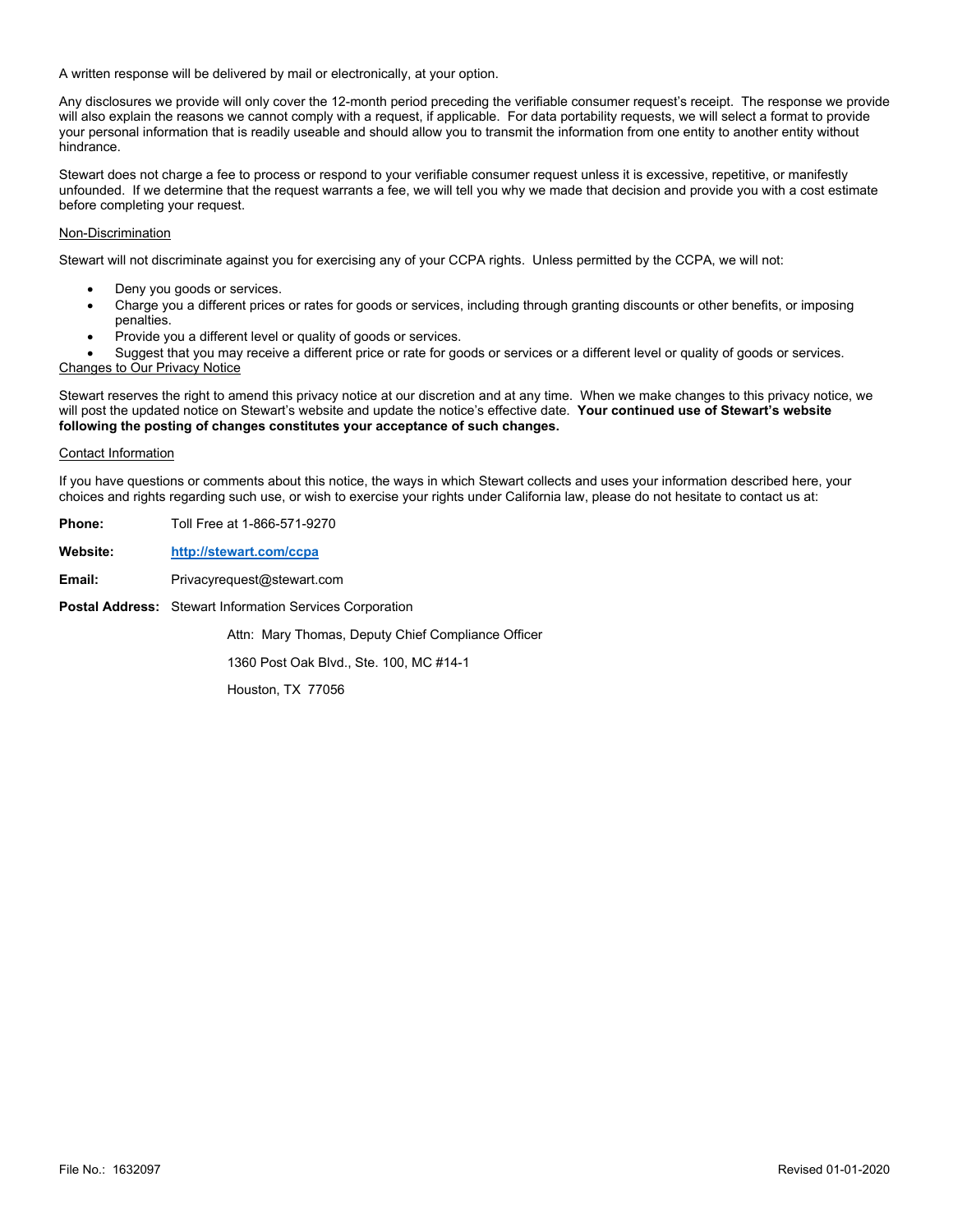A written response will be delivered by mail or electronically, at your option.

Any disclosures we provide will only cover the 12-month period preceding the verifiable consumer request's receipt. The response we provide will also explain the reasons we cannot comply with a request, if applicable. For data portability requests, we will select a format to provide your personal information that is readily useable and should allow you to transmit the information from one entity to another entity without hindrance.

Stewart does not charge a fee to process or respond to your verifiable consumer request unless it is excessive, repetitive, or manifestly unfounded. If we determine that the request warrants a fee, we will tell you why we made that decision and provide you with a cost estimate before completing your request.

Non-Discrimination

Stewart will not discriminate against you for exercising any of your CCPA rights. Unless permitted by the CCPA, we will not:

- Deny you goods or services.
- Charge you a different prices or rates for goods or services, including through granting discounts or other benefits, or imposing penalties.
- Provide you a different level or quality of goods or services.
- Suggest that you may receive a different price or rate for goods or services or a different level or quality of goods or services.

Changes to Our Privacy Notice

Stewart reserves the right to amend this privacy notice at our discretion and at any time. When we make changes to this privacy notice, we will post the updated notice on Stewart's website and update the notice's effective date. **Your continued use of Stewart's website following the posting of changes constitutes your acceptance of such changes.**

Contact Information

If you have questions or comments about this notice, the ways in which Stewart collects and uses your information described here, your choices and rights regarding such use, or wish to exercise your rights under California law, please do not hesitate to contact us at:

**Phone:** Toll Free at 1-866-571-9270

**Website:** **http://stewart.com/ccpa**

**Email:** Privacyrequest@stewart.com

**Postal Address:** Stewart Information Services Corporation

Attn: Mary Thomas, Deputy Chief Compliance Officer

1360 Post Oak Blvd., Ste. 100, MC #14-1

Houston, TX 77056

File No.: 1632097

Revised 01-01-2020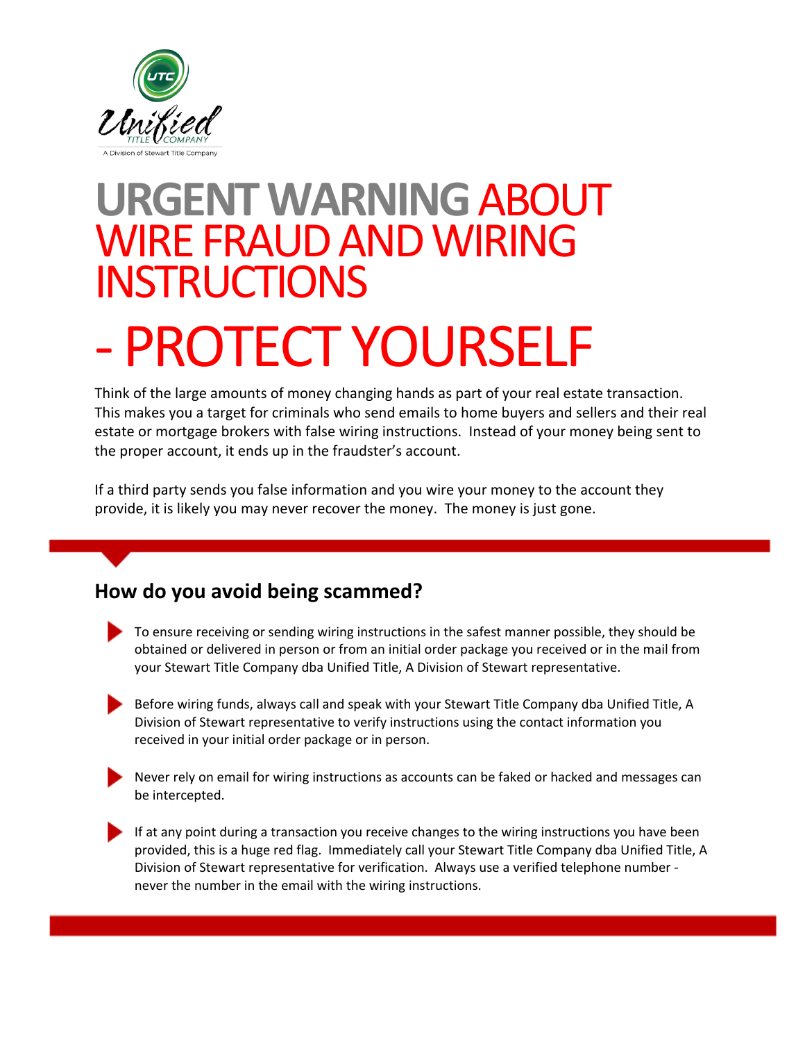UTC

Unified TITLE COMPANY

A Division of Stewart Title Company

# URGENT WARNING ABOUT WIRE FRAUD AND WIRING INSTRUCTIONS

# - PROTECT YOURSELF

Think of the large amounts of money changing hands as part of your real estate transaction. This makes you a target for criminals who send emails to home buyers and sellers and their real estate or mortgage brokers with false wiring instructions. Instead of your money being sent to the proper account, it ends up in the fraudster's account.

If a third party sends you false information and you wire your money to the account they provide, it is likely you may never recover the money. The money is just gone.

## How do you avoid being scammed?

- To ensure receiving or sending wiring instructions in the safest manner possible, they should be obtained or delivered in person or from an initial order package you received or in the mail from your Stewart Title Company dba Unified Title, A Division of Stewart representative.

- Before wiring funds, always call and speak with your Stewart Title Company dba Unified Title, A Division of Stewart representative to verify instructions using the contact information you received in your initial order package or in person.

- Never rely on email for wiring instructions as accounts can be faked or hacked and messages can be intercepted.

- If at any point during a transaction you receive changes to the wiring instructions you have been provided, this is a huge red flag. Immediately call your Stewart Title Company dba Unified Title, A Division of Stewart representative for verification. Always use a verified telephone number - never the number in the email with the wiring instructions.